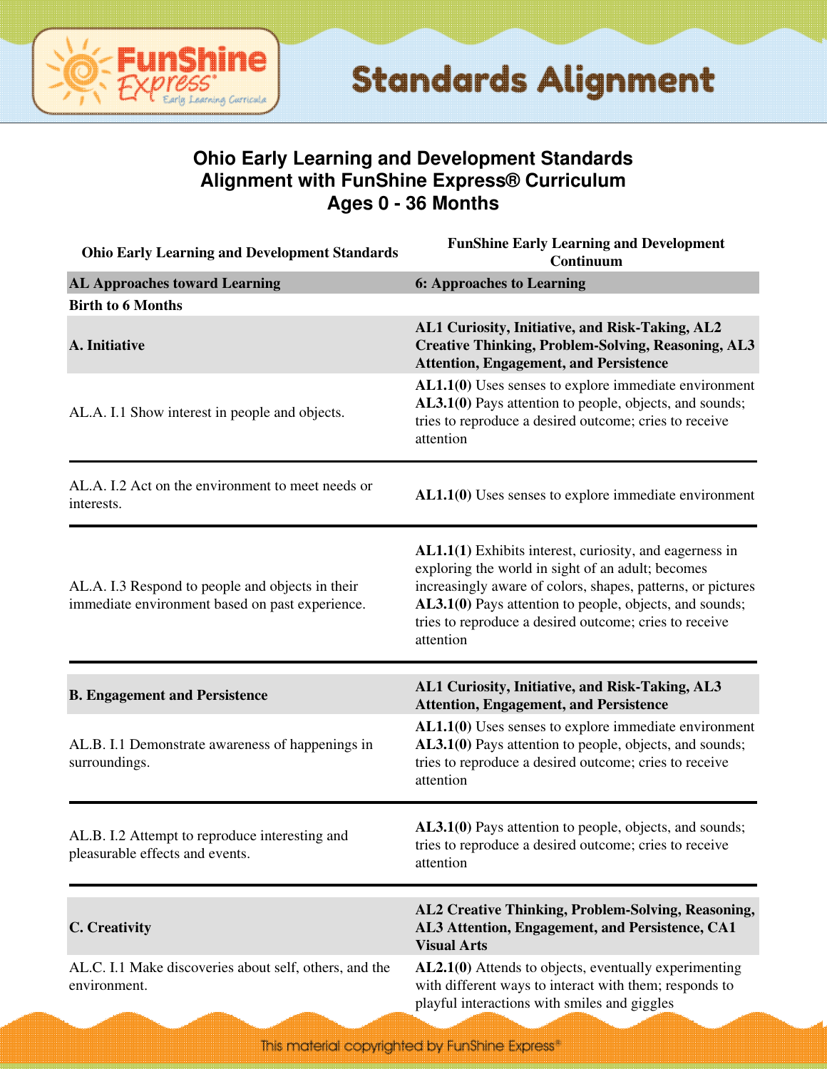# Standards Alignment

## Ohio Early Learning and Development Standards
## Alignment with FunShine Express® Curriculum
## Ages 0 - 36 Months

| Ohio Early Learning and Development Standards | FunShine Early Learning and Development Continuum |
|---|---|
| **AL Approaches toward Learning** | **6: Approaches to Learning** |
| **Birth to 6 Months** | |
| **A. Initiative** | **AL1 Curiosity, Initiative, and Risk-Taking, AL2 Creative Thinking, Problem-Solving, Reasoning, AL3 Attention, Engagement, and Persistence** |
| AL.A. I.1 Show interest in people and objects. | **AL1.1(0)** Uses senses to explore immediate environment<br>**AL3.1(0)** Pays attention to people, objects, and sounds; tries to reproduce a desired outcome; cries to receive attention |
| AL.A. I.2 Act on the environment to meet needs or interests. | **AL1.1(0)** Uses senses to explore immediate environment |
| AL.A. I.3 Respond to people and objects in their immediate environment based on past experience. | **AL1.1(1)** Exhibits interest, curiosity, and eagerness in exploring the world in sight of an adult; becomes increasingly aware of colors, shapes, patterns, or pictures<br>**AL3.1(0)** Pays attention to people, objects, and sounds; tries to reproduce a desired outcome; cries to receive attention |
| **B. Engagement and Persistence** | **AL1 Curiosity, Initiative, and Risk-Taking, AL3 Attention, Engagement, and Persistence** |
| AL.B. I.1 Demonstrate awareness of happenings in surroundings. | **AL1.1(0)** Uses senses to explore immediate environment<br>**AL3.1(0)** Pays attention to people, objects, and sounds; tries to reproduce a desired outcome; cries to receive attention |
| AL.B. I.2 Attempt to reproduce interesting and pleasurable effects and events. | **AL3.1(0)** Pays attention to people, objects, and sounds; tries to reproduce a desired outcome; cries to receive attention |
| **C. Creativity** | **AL2 Creative Thinking, Problem-Solving, Reasoning, AL3 Attention, Engagement, and Persistence, CA1 Visual Arts** |
| AL.C. I.1 Make discoveries about self, others, and the environment. | **AL2.1(0)** Attends to objects, eventually experimenting with different ways to interact with them; responds to playful interactions with smiles and giggles |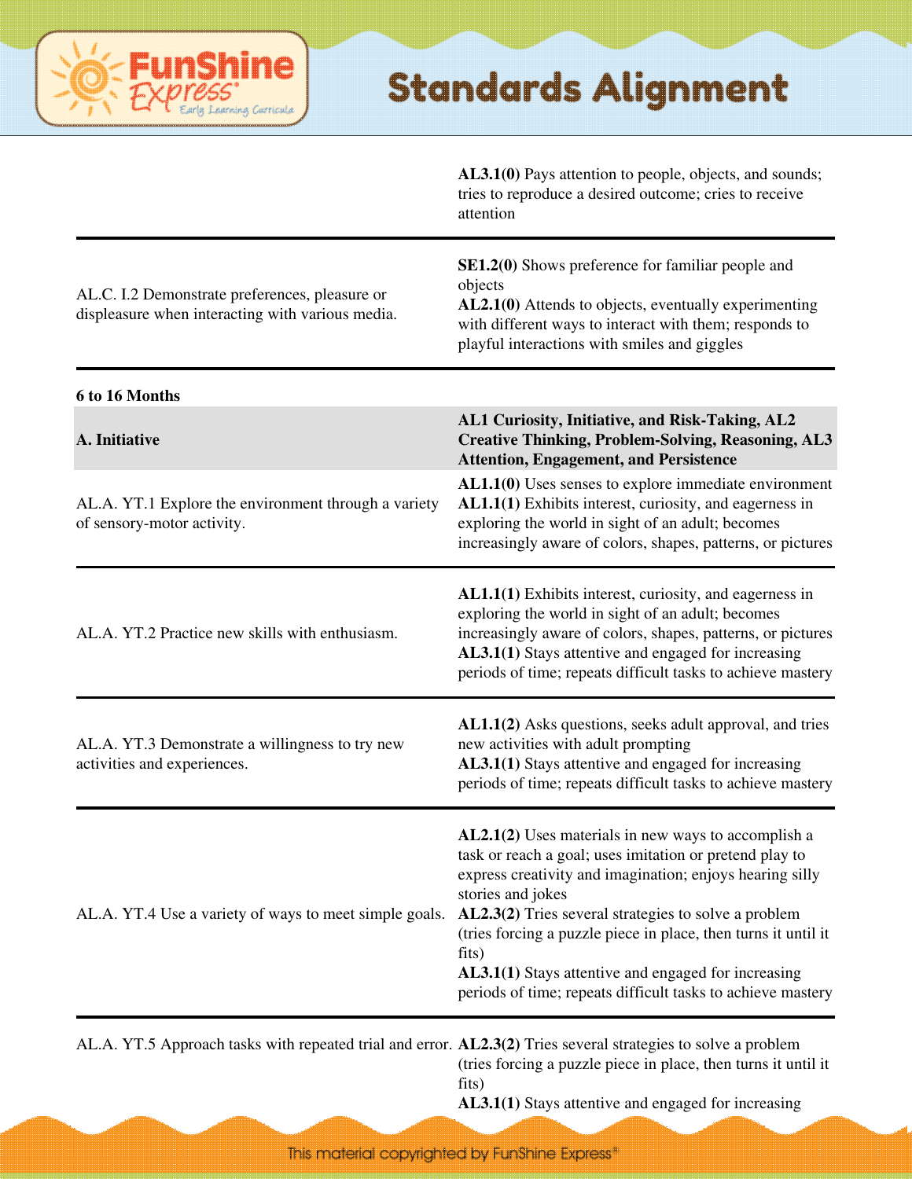| | |
|---|---|
| | **AL3.1(0)** Pays attention to people, objects, and sounds; tries to reproduce a desired outcome; cries to receive attention |
| AL.C. I.2 Demonstrate preferences, pleasure or displeasure when interacting with various media. | **SE1.2(0)** Shows preference for familiar people and objects **AL2.1(0)** Attends to objects, eventually experimenting with different ways to interact with them; responds to playful interactions with smiles and giggles |

**6 to 16 Months**

| **A. Initiative** | **AL1 Curiosity, Initiative, and Risk-Taking, AL2 Creative Thinking, Problem-Solving, Reasoning, AL3 Attention, Engagement, and Persistence** |
|---|---|
| AL.A. YT.1 Explore the environment through a variety of sensory-motor activity. | **AL1.1(0)** Uses senses to explore immediate environment **AL1.1(1)** Exhibits interest, curiosity, and eagerness in exploring the world in sight of an adult; becomes increasingly aware of colors, shapes, patterns, or pictures |
| AL.A. YT.2 Practice new skills with enthusiasm. | **AL1.1(1)** Exhibits interest, curiosity, and eagerness in exploring the world in sight of an adult; becomes increasingly aware of colors, shapes, patterns, or pictures **AL3.1(1)** Stays attentive and engaged for increasing periods of time; repeats difficult tasks to achieve mastery |
| AL.A. YT.3 Demonstrate a willingness to try new activities and experiences. | **AL1.1(2)** Asks questions, seeks adult approval, and tries new activities with adult prompting **AL3.1(1)** Stays attentive and engaged for increasing periods of time; repeats difficult tasks to achieve mastery |
| AL.A. YT.4 Use a variety of ways to meet simple goals. | **AL2.1(2)** Uses materials in new ways to accomplish a task or reach a goal; uses imitation or pretend play to express creativity and imagination; enjoys hearing silly stories and jokes **AL2.3(2)** Tries several strategies to solve a problem (tries forcing a puzzle piece in place, then turns it until it fits) **AL3.1(1)** Stays attentive and engaged for increasing periods of time; repeats difficult tasks to achieve mastery |
| AL.A. YT.5 Approach tasks with repeated trial and error. | **AL2.3(2)** Tries several strategies to solve a problem (tries forcing a puzzle piece in place, then turns it until it fits) **AL3.1(1)** Stays attentive and engaged for increasing |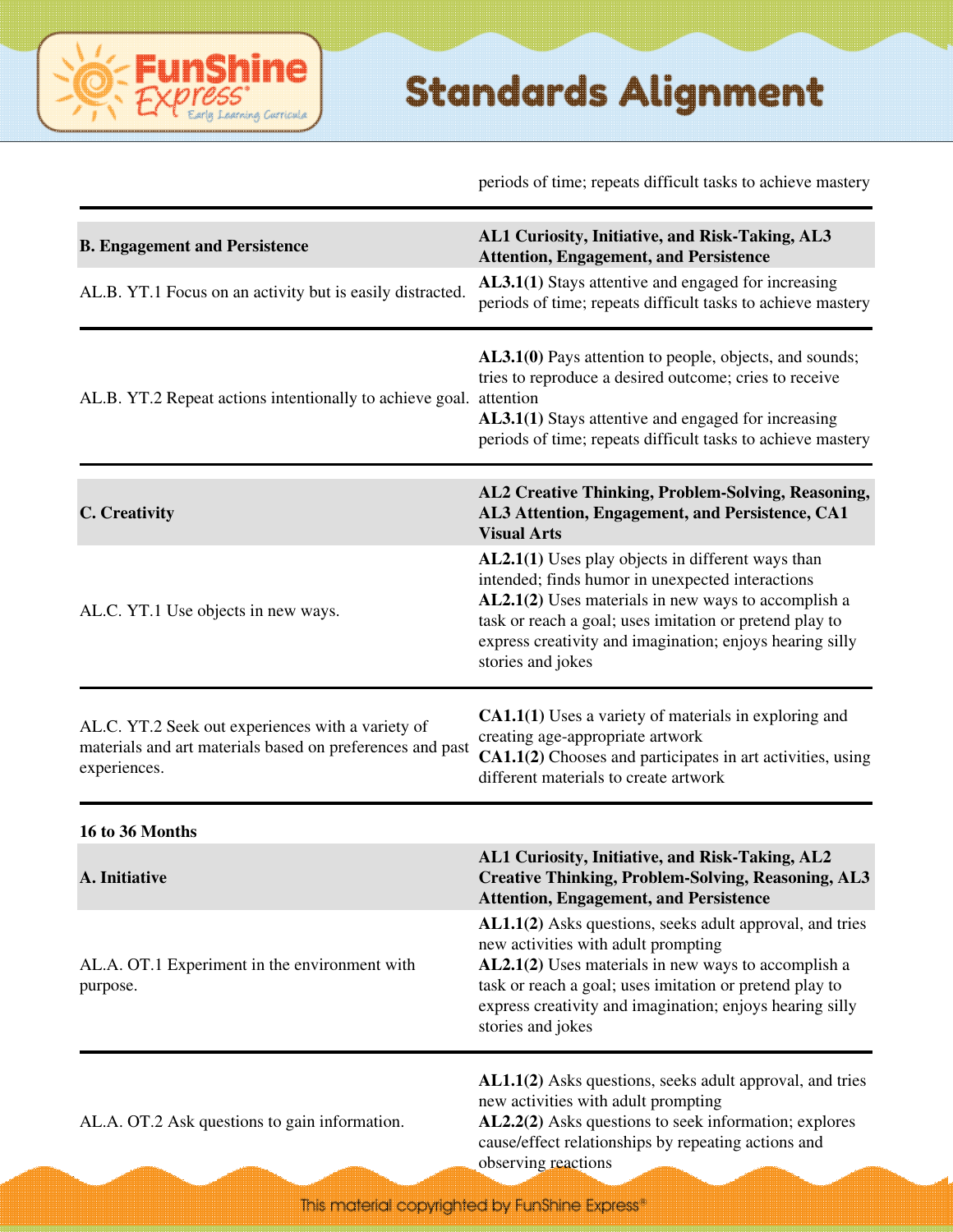| | |
|---|---|
| | periods of time; repeats difficult tasks to achieve mastery |
| **B. Engagement and Persistence** | **AL1 Curiosity, Initiative, and Risk-Taking, AL3 Attention, Engagement, and Persistence** |
| AL.B. YT.1 Focus on an activity but is easily distracted. | **AL3.1(1)** Stays attentive and engaged for increasing periods of time; repeats difficult tasks to achieve mastery |
| AL.B. YT.2 Repeat actions intentionally to achieve goal. | **AL3.1(0)** Pays attention to people, objects, and sounds; tries to reproduce a desired outcome; cries to receive attention<br>**AL3.1(1)** Stays attentive and engaged for increasing periods of time; repeats difficult tasks to achieve mastery |
| **C. Creativity** | **AL2 Creative Thinking, Problem-Solving, Reasoning, AL3 Attention, Engagement, and Persistence, CA1 Visual Arts** |
| AL.C. YT.1 Use objects in new ways. | **AL2.1(1)** Uses play objects in different ways than intended; finds humor in unexpected interactions<br>**AL2.1(2)** Uses materials in new ways to accomplish a task or reach a goal; uses imitation or pretend play to express creativity and imagination; enjoys hearing silly stories and jokes |
| AL.C. YT.2 Seek out experiences with a variety of materials and art materials based on preferences and past experiences. | **CA1.1(1)** Uses a variety of materials in exploring and creating age-appropriate artwork<br>**CA1.1(2)** Chooses and participates in art activities, using different materials to create artwork |

**16 to 36 Months**

| | |
|---|---|
| **A. Initiative** | **AL1 Curiosity, Initiative, and Risk-Taking, AL2 Creative Thinking, Problem-Solving, Reasoning, AL3 Attention, Engagement, and Persistence** |
| AL.A. OT.1 Experiment in the environment with purpose. | **AL1.1(2)** Asks questions, seeks adult approval, and tries new activities with adult prompting<br>**AL2.1(2)** Uses materials in new ways to accomplish a task or reach a goal; uses imitation or pretend play to express creativity and imagination; enjoys hearing silly stories and jokes |
| AL.A. OT.2 Ask questions to gain information. | **AL1.1(2)** Asks questions, seeks adult approval, and tries new activities with adult prompting<br>**AL2.2(2)** Asks questions to seek information; explores cause/effect relationships by repeating actions and observing reactions |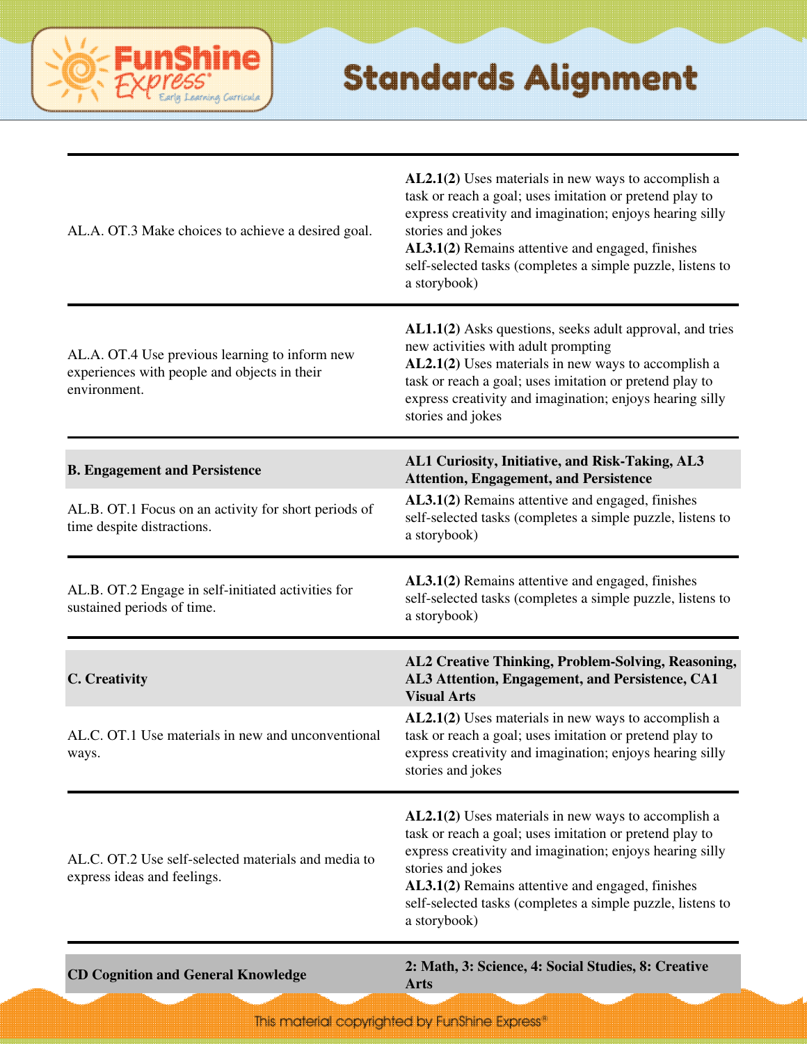# Standards Alignment

| | |
|---|---|
| AL.A. OT.3 Make choices to achieve a desired goal. | **AL2.1(2)** Uses materials in new ways to accomplish a task or reach a goal; uses imitation or pretend play to express creativity and imagination; enjoys hearing silly stories and jokes<br>**AL3.1(2)** Remains attentive and engaged, finishes self-selected tasks (completes a simple puzzle, listens to a storybook) |
| AL.A. OT.4 Use previous learning to inform new experiences with people and objects in their environment. | **AL1.1(2)** Asks questions, seeks adult approval, and tries new activities with adult prompting<br>**AL2.1(2)** Uses materials in new ways to accomplish a task or reach a goal; uses imitation or pretend play to express creativity and imagination; enjoys hearing silly stories and jokes |
| **B. Engagement and Persistence** | **AL1 Curiosity, Initiative, and Risk-Taking, AL3 Attention, Engagement, and Persistence** |
| AL.B. OT.1 Focus on an activity for short periods of time despite distractions. | **AL3.1(2)** Remains attentive and engaged, finishes self-selected tasks (completes a simple puzzle, listens to a storybook) |
| AL.B. OT.2 Engage in self-initiated activities for sustained periods of time. | **AL3.1(2)** Remains attentive and engaged, finishes self-selected tasks (completes a simple puzzle, listens to a storybook) |
| **C. Creativity** | **AL2 Creative Thinking, Problem-Solving, Reasoning, AL3 Attention, Engagement, and Persistence, CA1 Visual Arts** |
| AL.C. OT.1 Use materials in new and unconventional ways. | **AL2.1(2)** Uses materials in new ways to accomplish a task or reach a goal; uses imitation or pretend play to express creativity and imagination; enjoys hearing silly stories and jokes |
| AL.C. OT.2 Use self-selected materials and media to express ideas and feelings. | **AL2.1(2)** Uses materials in new ways to accomplish a task or reach a goal; uses imitation or pretend play to express creativity and imagination; enjoys hearing silly stories and jokes<br>**AL3.1(2)** Remains attentive and engaged, finishes self-selected tasks (completes a simple puzzle, listens to a storybook) |
| **CD Cognition and General Knowledge** | **2: Math, 3: Science, 4: Social Studies, 8: Creative Arts** |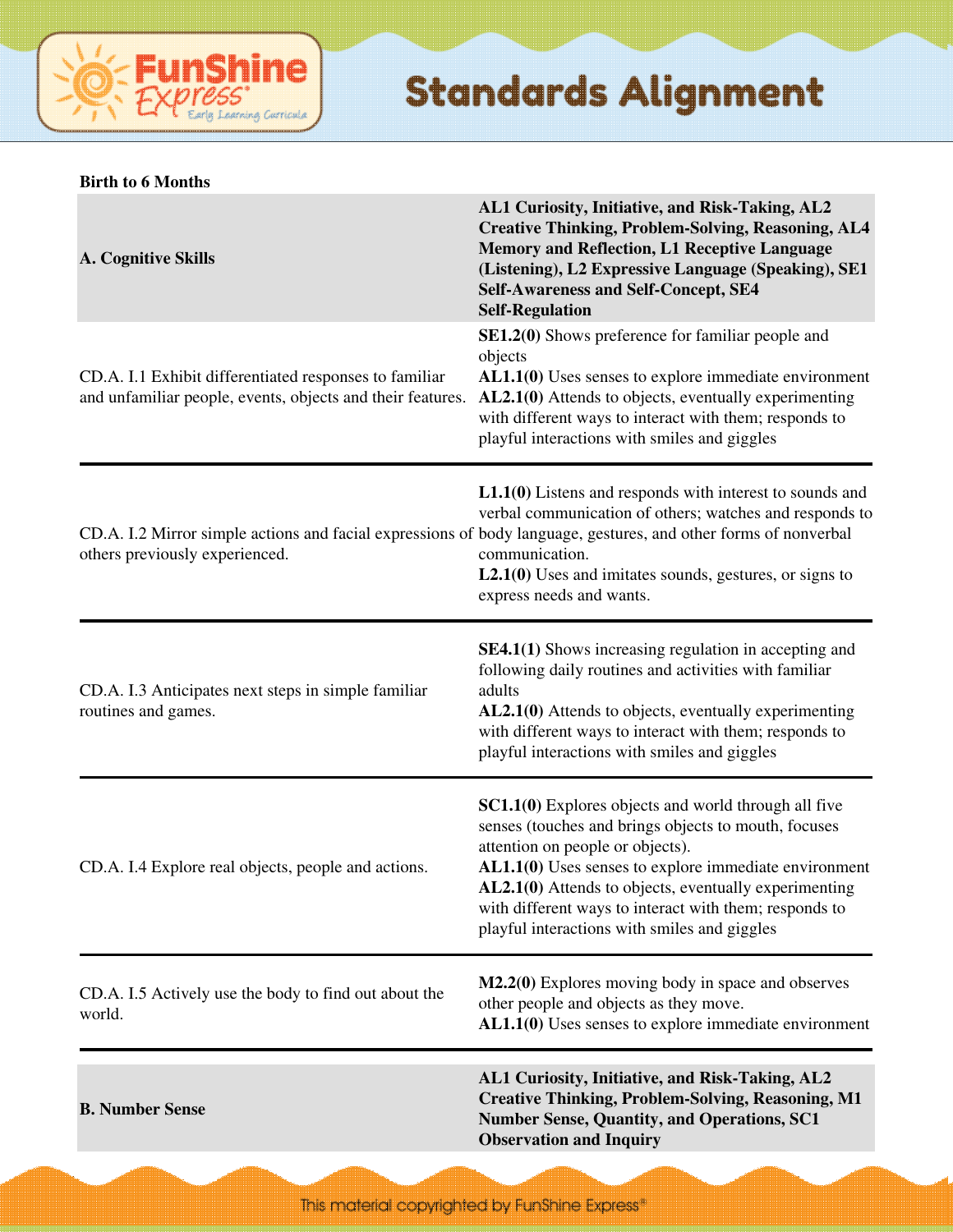**Birth to 6 Months**

| **A. Cognitive Skills** | **AL1 Curiosity, Initiative, and Risk-Taking, AL2 Creative Thinking, Problem-Solving, Reasoning, AL4 Memory and Reflection, L1 Receptive Language (Listening), L2 Expressive Language (Speaking), SE1 Self-Awareness and Self-Concept, SE4 Self-Regulation** |
|---|---|
| CD.A. I.1 Exhibit differentiated responses to familiar and unfamiliar people, events, objects and their features. | **SE1.2(0)** Shows preference for familiar people and objects<br>**AL1.1(0)** Uses senses to explore immediate environment<br>**AL2.1(0)** Attends to objects, eventually experimenting with different ways to interact with them; responds to playful interactions with smiles and giggles |
| CD.A. I.2 Mirror simple actions and facial expressions of others previously experienced. | **L1.1(0)** Listens and responds with interest to sounds and verbal communication of others; watches and responds to body language, gestures, and other forms of nonverbal communication.<br>**L2.1(0)** Uses and imitates sounds, gestures, or signs to express needs and wants. |
| CD.A. I.3 Anticipates next steps in simple familiar routines and games. | **SE4.1(1)** Shows increasing regulation in accepting and following daily routines and activities with familiar adults<br>**AL2.1(0)** Attends to objects, eventually experimenting with different ways to interact with them; responds to playful interactions with smiles and giggles |
| CD.A. I.4 Explore real objects, people and actions. | **SC1.1(0)** Explores objects and world through all five senses (touches and brings objects to mouth, focuses attention on people or objects).<br>**AL1.1(0)** Uses senses to explore immediate environment<br>**AL2.1(0)** Attends to objects, eventually experimenting with different ways to interact with them; responds to playful interactions with smiles and giggles |
| CD.A. I.5 Actively use the body to find out about the world. | **M2.2(0)** Explores moving body in space and observes other people and objects as they move.<br>**AL1.1(0)** Uses senses to explore immediate environment |
| **B. Number Sense** | **AL1 Curiosity, Initiative, and Risk-Taking, AL2 Creative Thinking, Problem-Solving, Reasoning, M1 Number Sense, Quantity, and Operations, SC1 Observation and Inquiry** |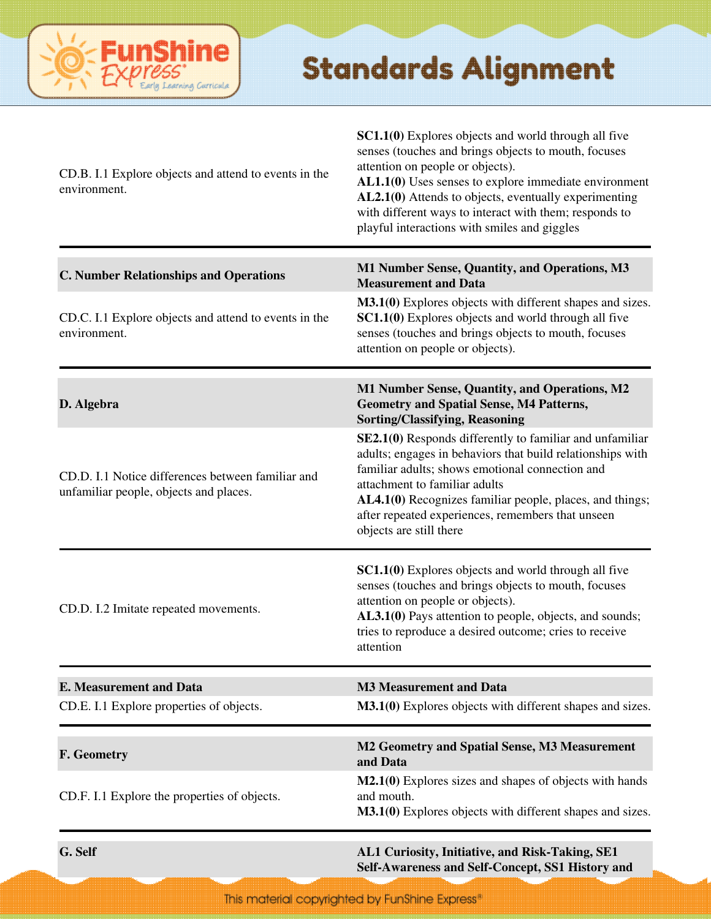| | |
|---|---|
| CD.B. I.1 Explore objects and attend to events in the environment. | **SC1.1(0)** Explores objects and world through all five senses (touches and brings objects to mouth, focuses attention on people or objects).<br>**AL1.1(0)** Uses senses to explore immediate environment<br>**AL2.1(0)** Attends to objects, eventually experimenting with different ways to interact with them; responds to playful interactions with smiles and giggles |
| **C. Number Relationships and Operations** | **M1 Number Sense, Quantity, and Operations, M3 Measurement and Data** |
| CD.C. I.1 Explore objects and attend to events in the environment. | **M3.1(0)** Explores objects with different shapes and sizes.<br>**SC1.1(0)** Explores objects and world through all five senses (touches and brings objects to mouth, focuses attention on people or objects). |
| **D. Algebra** | **M1 Number Sense, Quantity, and Operations, M2 Geometry and Spatial Sense, M4 Patterns, Sorting/Classifying, Reasoning** |
| CD.D. I.1 Notice differences between familiar and unfamiliar people, objects and places. | **SE2.1(0)** Responds differently to familiar and unfamiliar adults; engages in behaviors that build relationships with familiar adults; shows emotional connection and attachment to familiar adults<br>**AL4.1(0)** Recognizes familiar people, places, and things; after repeated experiences, remembers that unseen objects are still there |
| CD.D. I.2 Imitate repeated movements. | **SC1.1(0)** Explores objects and world through all five senses (touches and brings objects to mouth, focuses attention on people or objects).<br>**AL3.1(0)** Pays attention to people, objects, and sounds; tries to reproduce a desired outcome; cries to receive attention |
| **E. Measurement and Data** | **M3 Measurement and Data** |
| CD.E. I.1 Explore properties of objects. | **M3.1(0)** Explores objects with different shapes and sizes. |
| **F. Geometry** | **M2 Geometry and Spatial Sense, M3 Measurement and Data** |
| CD.F. I.1 Explore the properties of objects. | **M2.1(0)** Explores sizes and shapes of objects with hands and mouth.<br>**M3.1(0)** Explores objects with different shapes and sizes. |
| **G. Self** | **AL1 Curiosity, Initiative, and Risk-Taking, SE1 Self-Awareness and Self-Concept, SS1 History and** |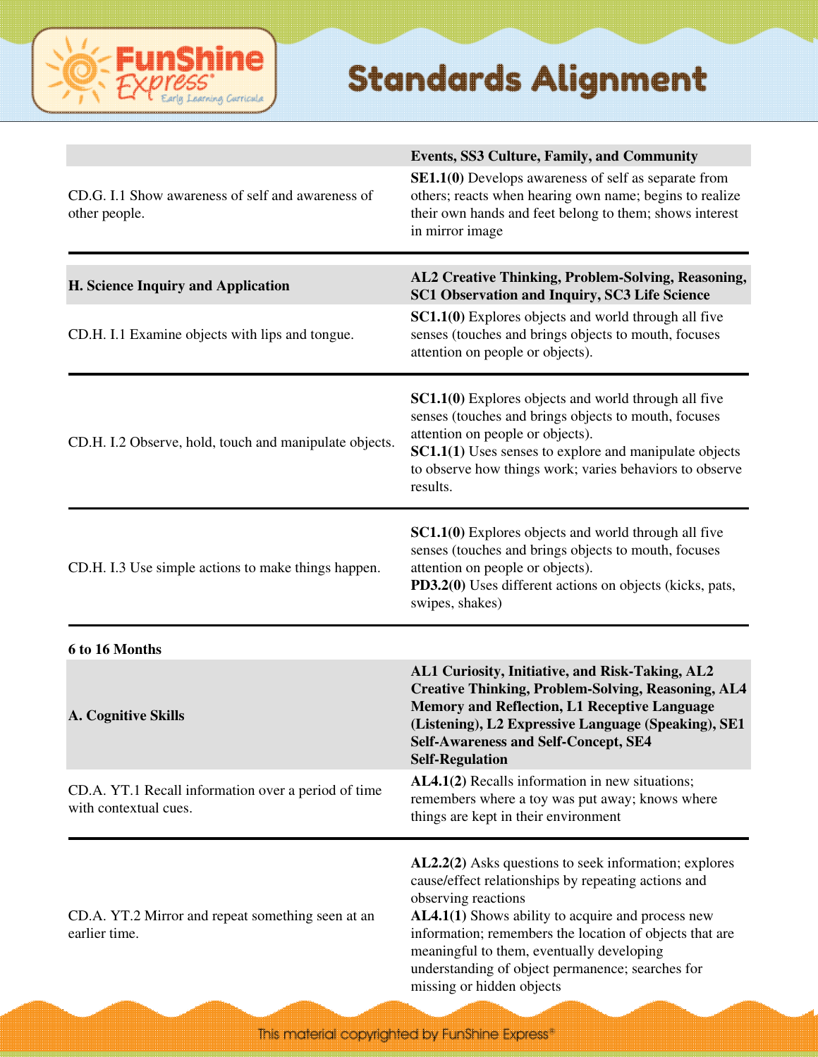|  | Events, SS3 Culture, Family, and Community |
|---|---|
| CD.G. I.1 Show awareness of self and awareness of other people. | **SE1.1(0)** Develops awareness of self as separate from others; reacts when hearing own name; begins to realize their own hands and feet belong to them; shows interest in mirror image |
| **H. Science Inquiry and Application** | **AL2 Creative Thinking, Problem-Solving, Reasoning, SC1 Observation and Inquiry, SC3 Life Science** |
| CD.H. I.1 Examine objects with lips and tongue. | **SC1.1(0)** Explores objects and world through all five senses (touches and brings objects to mouth, focuses attention on people or objects). |
| CD.H. I.2 Observe, hold, touch and manipulate objects. | **SC1.1(0)** Explores objects and world through all five senses (touches and brings objects to mouth, focuses attention on people or objects).<br>**SC1.1(1)** Uses senses to explore and manipulate objects to observe how things work; varies behaviors to observe results. |
| CD.H. I.3 Use simple actions to make things happen. | **SC1.1(0)** Explores objects and world through all five senses (touches and brings objects to mouth, focuses attention on people or objects).<br>**PD3.2(0)** Uses different actions on objects (kicks, pats, swipes, shakes) |

**6 to 16 Months**

| **A. Cognitive Skills** | **AL1 Curiosity, Initiative, and Risk-Taking, AL2 Creative Thinking, Problem-Solving, Reasoning, AL4 Memory and Reflection, L1 Receptive Language (Listening), L2 Expressive Language (Speaking), SE1 Self-Awareness and Self-Concept, SE4 Self-Regulation** |
|---|---|
| CD.A. YT.1 Recall information over a period of time with contextual cues. | **AL4.1(2)** Recalls information in new situations; remembers where a toy was put away; knows where things are kept in their environment |
| CD.A. YT.2 Mirror and repeat something seen at an earlier time. | **AL2.2(2)** Asks questions to seek information; explores cause/effect relationships by repeating actions and observing reactions<br>**AL4.1(1)** Shows ability to acquire and process new information; remembers the location of objects that are meaningful to them, eventually developing understanding of object permanence; searches for missing or hidden objects |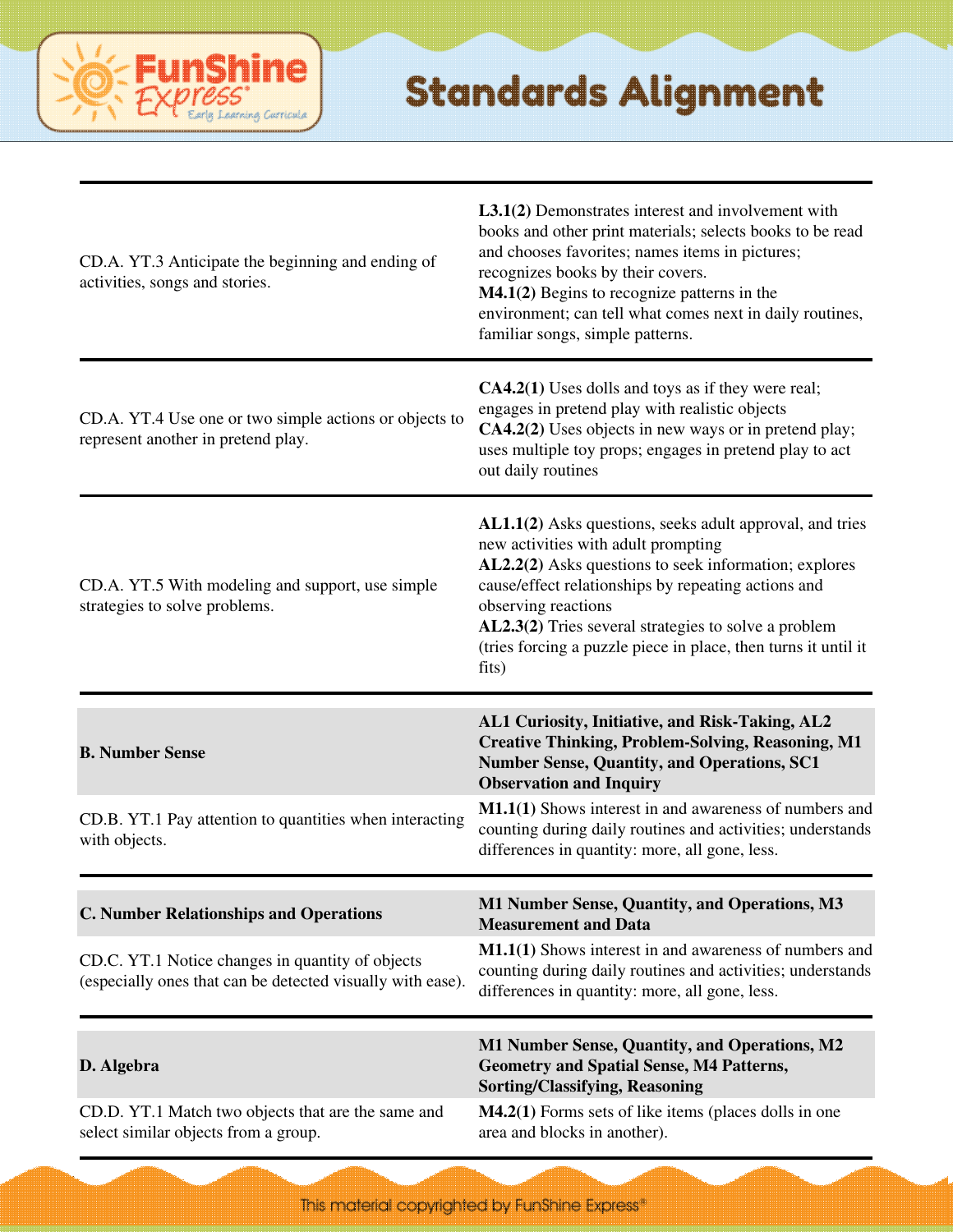# Standards Alignment

| | |
|---|---|
| CD.A. YT.3 Anticipate the beginning and ending of activities, songs and stories. | **L3.1(2)** Demonstrates interest and involvement with books and other print materials; selects books to be read and chooses favorites; names items in pictures; recognizes books by their covers.<br>**M4.1(2)** Begins to recognize patterns in the environment; can tell what comes next in daily routines, familiar songs, simple patterns. |
| CD.A. YT.4 Use one or two simple actions or objects to represent another in pretend play. | **CA4.2(1)** Uses dolls and toys as if they were real; engages in pretend play with realistic objects<br>**CA4.2(2)** Uses objects in new ways or in pretend play; uses multiple toy props; engages in pretend play to act out daily routines |
| CD.A. YT.5 With modeling and support, use simple strategies to solve problems. | **AL1.1(2)** Asks questions, seeks adult approval, and tries new activities with adult prompting<br>**AL2.2(2)** Asks questions to seek information; explores cause/effect relationships by repeating actions and observing reactions<br>**AL2.3(2)** Tries several strategies to solve a problem (tries forcing a puzzle piece in place, then turns it until it fits) |
| **B. Number Sense** | **AL1 Curiosity, Initiative, and Risk-Taking, AL2 Creative Thinking, Problem-Solving, Reasoning, M1 Number Sense, Quantity, and Operations, SC1 Observation and Inquiry** |
| CD.B. YT.1 Pay attention to quantities when interacting with objects. | **M1.1(1)** Shows interest in and awareness of numbers and counting during daily routines and activities; understands differences in quantity: more, all gone, less. |
| **C. Number Relationships and Operations** | **M1 Number Sense, Quantity, and Operations, M3 Measurement and Data** |
| CD.C. YT.1 Notice changes in quantity of objects (especially ones that can be detected visually with ease). | **M1.1(1)** Shows interest in and awareness of numbers and counting during daily routines and activities; understands differences in quantity: more, all gone, less. |
| **D. Algebra** | **M1 Number Sense, Quantity, and Operations, M2 Geometry and Spatial Sense, M4 Patterns, Sorting/Classifying, Reasoning** |
| CD.D. YT.1 Match two objects that are the same and select similar objects from a group. | **M4.2(1)** Forms sets of like items (places dolls in one area and blocks in another). |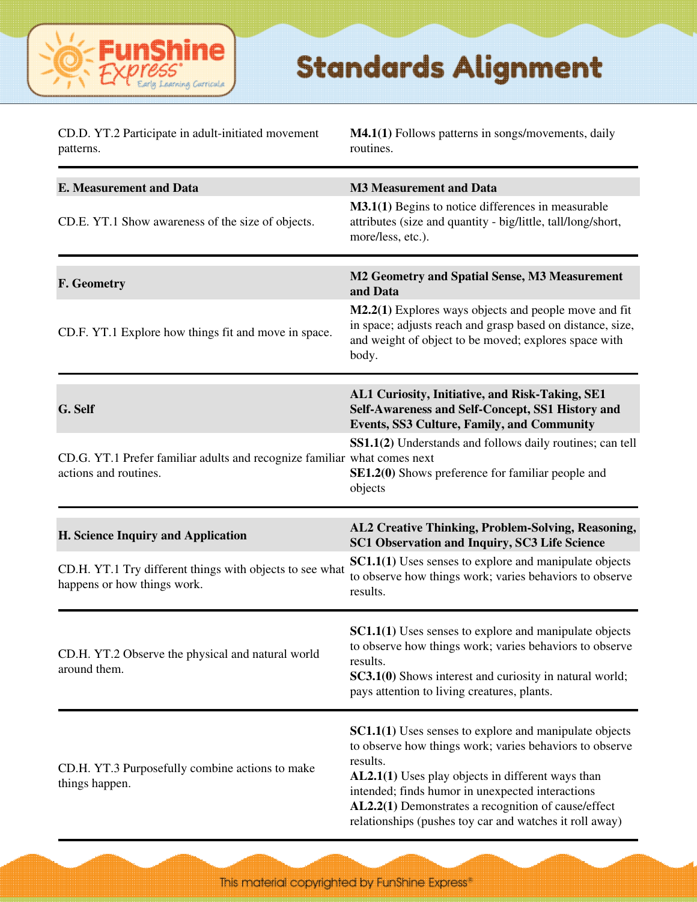| | |
|---|---|
| CD.D. YT.2 Participate in adult-initiated movement patterns. | **M4.1(1)** Follows patterns in songs/movements, daily routines. |
| **E. Measurement and Data** | **M3 Measurement and Data** |
| CD.E. YT.1 Show awareness of the size of objects. | **M3.1(1)** Begins to notice differences in measurable attributes (size and quantity - big/little, tall/long/short, more/less, etc.). |
| **F. Geometry** | **M2 Geometry and Spatial Sense, M3 Measurement and Data** |
| CD.F. YT.1 Explore how things fit and move in space. | **M2.2(1)** Explores ways objects and people move and fit in space; adjusts reach and grasp based on distance, size, and weight of object to be moved; explores space with body. |
| **G. Self** | **AL1 Curiosity, Initiative, and Risk-Taking, SE1 Self-Awareness and Self-Concept, SS1 History and Events, SS3 Culture, Family, and Community** |
| CD.G. YT.1 Prefer familiar adults and recognize familiar actions and routines. | **SS1.1(2)** Understands and follows daily routines; can tell what comes next<br>**SE1.2(0)** Shows preference for familiar people and objects |
| **H. Science Inquiry and Application** | **AL2 Creative Thinking, Problem-Solving, Reasoning, SC1 Observation and Inquiry, SC3 Life Science** |
| CD.H. YT.1 Try different things with objects to see what happens or how things work. | **SC1.1(1)** Uses senses to explore and manipulate objects to observe how things work; varies behaviors to observe results. |
| CD.H. YT.2 Observe the physical and natural world around them. | **SC1.1(1)** Uses senses to explore and manipulate objects to observe how things work; varies behaviors to observe results.<br>**SC3.1(0)** Shows interest and curiosity in natural world; pays attention to living creatures, plants. |
| CD.H. YT.3 Purposefully combine actions to make things happen. | **SC1.1(1)** Uses senses to explore and manipulate objects to observe how things work; varies behaviors to observe results.<br>**AL2.1(1)** Uses play objects in different ways than intended; finds humor in unexpected interactions<br>**AL2.2(1)** Demonstrates a recognition of cause/effect relationships (pushes toy car and watches it roll away) |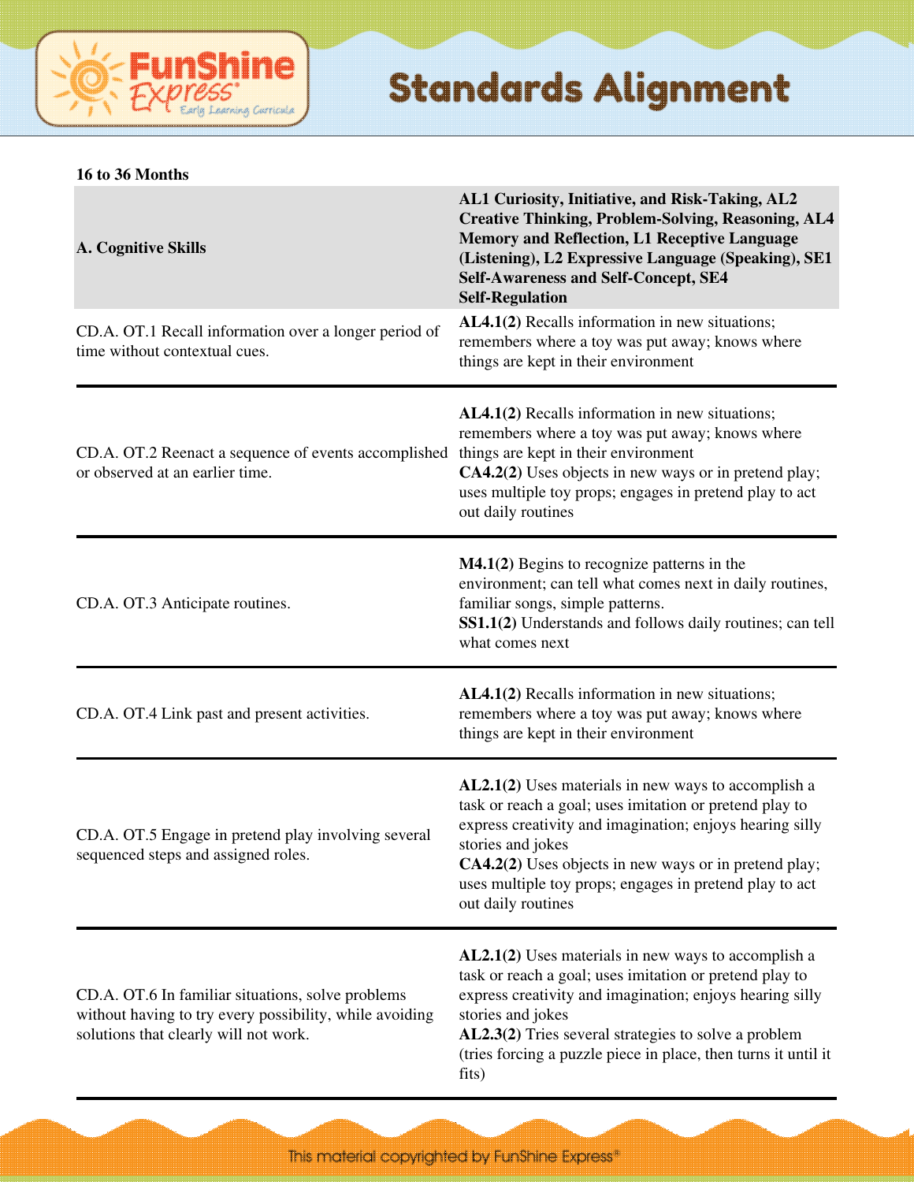# Standards Alignment

**16 to 36 Months**

| **A. Cognitive Skills** | **AL1 Curiosity, Initiative, and Risk-Taking, AL2 Creative Thinking, Problem-Solving, Reasoning, AL4 Memory and Reflection, L1 Receptive Language (Listening), L2 Expressive Language (Speaking), SE1 Self-Awareness and Self-Concept, SE4 Self-Regulation** |
|---|---|
| CD.A. OT.1 Recall information over a longer period of time without contextual cues. | **AL4.1(2)** Recalls information in new situations; remembers where a toy was put away; knows where things are kept in their environment |
| CD.A. OT.2 Reenact a sequence of events accomplished or observed at an earlier time. | **AL4.1(2)** Recalls information in new situations; remembers where a toy was put away; knows where things are kept in their environment<br>**CA4.2(2)** Uses objects in new ways or in pretend play; uses multiple toy props; engages in pretend play to act out daily routines |
| CD.A. OT.3 Anticipate routines. | **M4.1(2)** Begins to recognize patterns in the environment; can tell what comes next in daily routines, familiar songs, simple patterns.<br>**SS1.1(2)** Understands and follows daily routines; can tell what comes next |
| CD.A. OT.4 Link past and present activities. | **AL4.1(2)** Recalls information in new situations; remembers where a toy was put away; knows where things are kept in their environment |
| CD.A. OT.5 Engage in pretend play involving several sequenced steps and assigned roles. | **AL2.1(2)** Uses materials in new ways to accomplish a task or reach a goal; uses imitation or pretend play to express creativity and imagination; enjoys hearing silly stories and jokes<br>**CA4.2(2)** Uses objects in new ways or in pretend play; uses multiple toy props; engages in pretend play to act out daily routines |
| CD.A. OT.6 In familiar situations, solve problems without having to try every possibility, while avoiding solutions that clearly will not work. | **AL2.1(2)** Uses materials in new ways to accomplish a task or reach a goal; uses imitation or pretend play to express creativity and imagination; enjoys hearing silly stories and jokes<br>**AL2.3(2)** Tries several strategies to solve a problem (tries forcing a puzzle piece in place, then turns it until it fits) |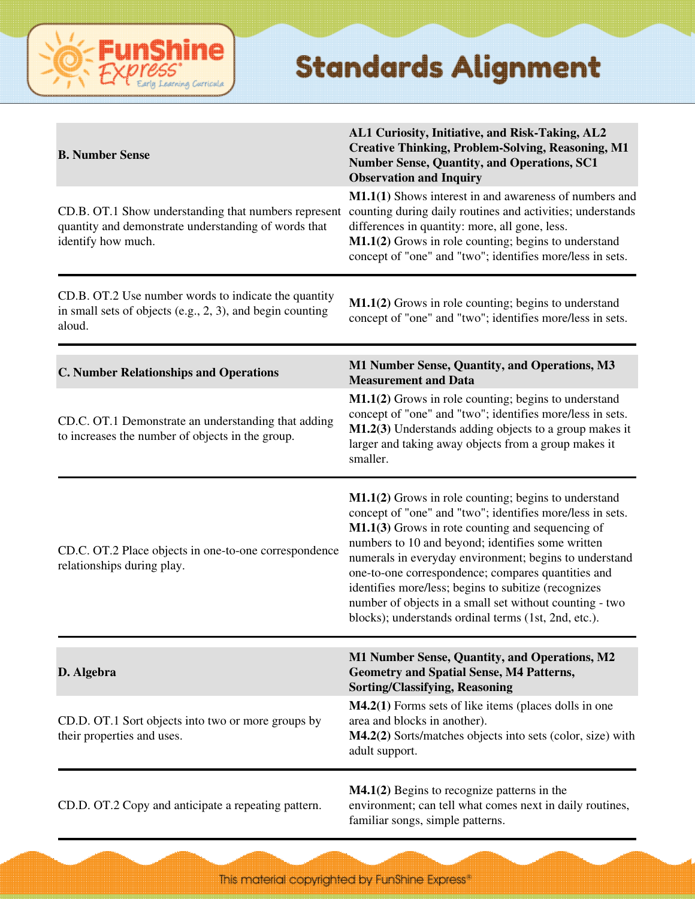# Standards Alignment

| B. Number Sense | AL1 Curiosity, Initiative, and Risk-Taking, AL2 Creative Thinking, Problem-Solving, Reasoning, M1 Number Sense, Quantity, and Operations, SC1 Observation and Inquiry |
|---|---|
| CD.B. OT.1 Show understanding that numbers represent quantity and demonstrate understanding of words that identify how much. | **M1.1(1)** Shows interest in and awareness of numbers and counting during daily routines and activities; understands differences in quantity: more, all gone, less.<br>**M1.1(2)** Grows in role counting; begins to understand concept of "one" and "two"; identifies more/less in sets. |
| CD.B. OT.2 Use number words to indicate the quantity in small sets of objects (e.g., 2, 3), and begin counting aloud. | **M1.1(2)** Grows in role counting; begins to understand concept of "one" and "two"; identifies more/less in sets. |
| **C. Number Relationships and Operations** | **M1 Number Sense, Quantity, and Operations, M3 Measurement and Data** |
| CD.C. OT.1 Demonstrate an understanding that adding to increases the number of objects in the group. | **M1.1(2)** Grows in role counting; begins to understand concept of "one" and "two"; identifies more/less in sets.<br>**M1.2(3)** Understands adding objects to a group makes it larger and taking away objects from a group makes it smaller. |
| CD.C. OT.2 Place objects in one-to-one correspondence relationships during play. | **M1.1(2)** Grows in role counting; begins to understand concept of "one" and "two"; identifies more/less in sets.<br>**M1.1(3)** Grows in rote counting and sequencing of numbers to 10 and beyond; identifies some written numerals in everyday environment; begins to understand one-to-one correspondence; compares quantities and identifies more/less; begins to subitize (recognizes number of objects in a small set without counting - two blocks); understands ordinal terms (1st, 2nd, etc.). |
| **D. Algebra** | **M1 Number Sense, Quantity, and Operations, M2 Geometry and Spatial Sense, M4 Patterns, Sorting/Classifying, Reasoning** |
| CD.D. OT.1 Sort objects into two or more groups by their properties and uses. | **M4.2(1)** Forms sets of like items (places dolls in one area and blocks in another).<br>**M4.2(2)** Sorts/matches objects into sets (color, size) with adult support. |
| CD.D. OT.2 Copy and anticipate a repeating pattern. | **M4.1(2)** Begins to recognize patterns in the environment; can tell what comes next in daily routines, familiar songs, simple patterns. |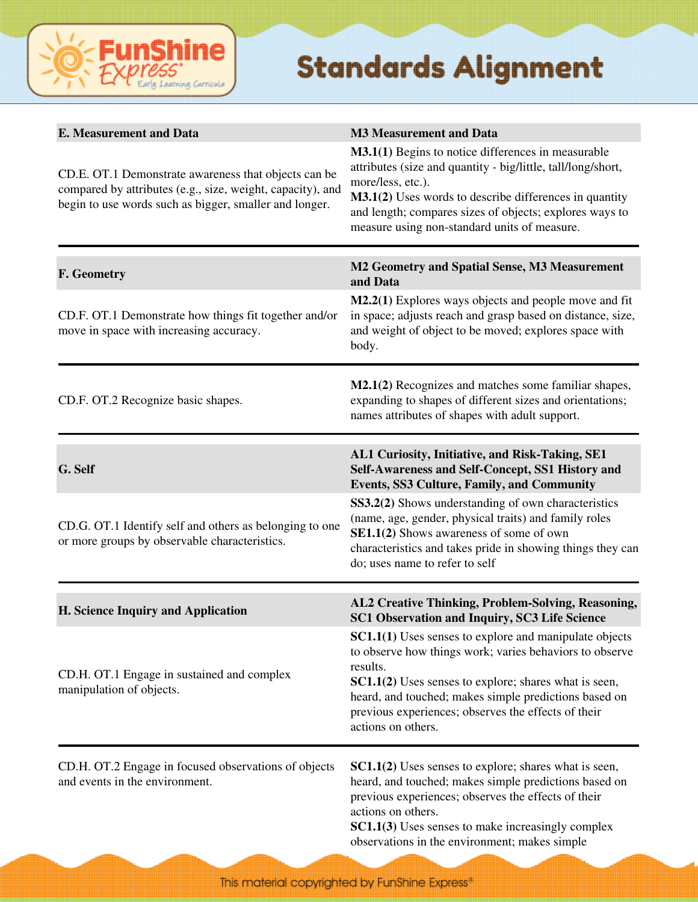# Standards Alignment

| E. Measurement and Data | M3 Measurement and Data |
|---|---|
| CD.E. OT.1 Demonstrate awareness that objects can be compared by attributes (e.g., size, weight, capacity), and begin to use words such as bigger, smaller and longer. | **M3.1(1)** Begins to notice differences in measurable attributes (size and quantity - big/little, tall/long/short, more/less, etc.).<br>**M3.1(2)** Uses words to describe differences in quantity and length; compares sizes of objects; explores ways to measure using non-standard units of measure. |

| F. Geometry | M2 Geometry and Spatial Sense, M3 Measurement and Data |
|---|---|
| CD.F. OT.1 Demonstrate how things fit together and/or move in space with increasing accuracy. | **M2.2(1)** Explores ways objects and people move and fit in space; adjusts reach and grasp based on distance, size, and weight of object to be moved; explores space with body. |
| CD.F. OT.2 Recognize basic shapes. | **M2.1(2)** Recognizes and matches some familiar shapes, expanding to shapes of different sizes and orientations; names attributes of shapes with adult support. |

| G. Self | AL1 Curiosity, Initiative, and Risk-Taking, SE1 Self-Awareness and Self-Concept, SS1 History and Events, SS3 Culture, Family, and Community |
|---|---|
| CD.G. OT.1 Identify self and others as belonging to one or more groups by observable characteristics. | **SS3.2(2)** Shows understanding of own characteristics (name, age, gender, physical traits) and family roles<br>**SE1.1(2)** Shows awareness of some of own characteristics and takes pride in showing things they can do; uses name to refer to self |

| H. Science Inquiry and Application | AL2 Creative Thinking, Problem-Solving, Reasoning, SC1 Observation and Inquiry, SC3 Life Science |
|---|---|
| CD.H. OT.1 Engage in sustained and complex manipulation of objects. | **SC1.1(1)** Uses senses to explore and manipulate objects to observe how things work; varies behaviors to observe results.<br>**SC1.1(2)** Uses senses to explore; shares what is seen, heard, and touched; makes simple predictions based on previous experiences; observes the effects of their actions on others. |
| CD.H. OT.2 Engage in focused observations of objects and events in the environment. | **SC1.1(2)** Uses senses to explore; shares what is seen, heard, and touched; makes simple predictions based on previous experiences; observes the effects of their actions on others.<br>**SC1.1(3)** Uses senses to make increasingly complex observations in the environment; makes simple |

This material copyrighted by FunShine Express®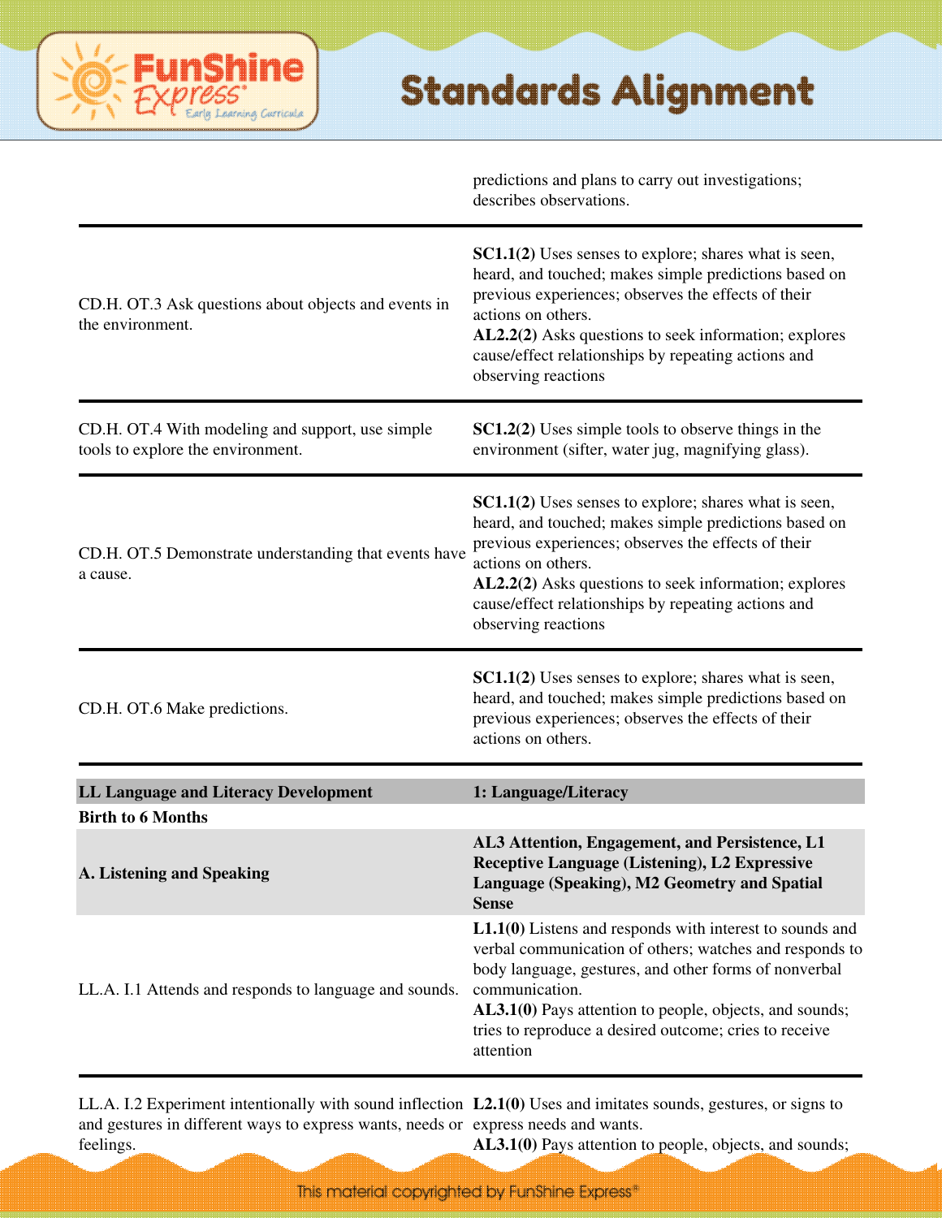| | |
|---|---|
| | predictions and plans to carry out investigations; describes observations. |
| CD.H. OT.3 Ask questions about objects and events in the environment. | **SC1.1(2)** Uses senses to explore; shares what is seen, heard, and touched; makes simple predictions based on previous experiences; observes the effects of their actions on others.<br>**AL2.2(2)** Asks questions to seek information; explores cause/effect relationships by repeating actions and observing reactions |
| CD.H. OT.4 With modeling and support, use simple tools to explore the environment. | **SC1.2(2)** Uses simple tools to observe things in the environment (sifter, water jug, magnifying glass). |
| CD.H. OT.5 Demonstrate understanding that events have a cause. | **SC1.1(2)** Uses senses to explore; shares what is seen, heard, and touched; makes simple predictions based on previous experiences; observes the effects of their actions on others.<br>**AL2.2(2)** Asks questions to seek information; explores cause/effect relationships by repeating actions and observing reactions |
| CD.H. OT.6 Make predictions. | **SC1.1(2)** Uses senses to explore; shares what is seen, heard, and touched; makes simple predictions based on previous experiences; observes the effects of their actions on others. |
| **LL Language and Literacy Development** | **1: Language/Literacy** |
| **Birth to 6 Months** | |
| **A. Listening and Speaking** | **AL3 Attention, Engagement, and Persistence, L1 Receptive Language (Listening), L2 Expressive Language (Speaking), M2 Geometry and Spatial Sense** |
| LL.A. I.1 Attends and responds to language and sounds. | **L1.1(0)** Listens and responds with interest to sounds and verbal communication of others; watches and responds to body language, gestures, and other forms of nonverbal communication.<br>**AL3.1(0)** Pays attention to people, objects, and sounds; tries to reproduce a desired outcome; cries to receive attention |
| LL.A. I.2 Experiment intentionally with sound inflection and gestures in different ways to express wants, needs or feelings. | **L2.1(0)** Uses and imitates sounds, gestures, or signs to express needs and wants.<br>**AL3.1(0)** Pays attention to people, objects, and sounds; |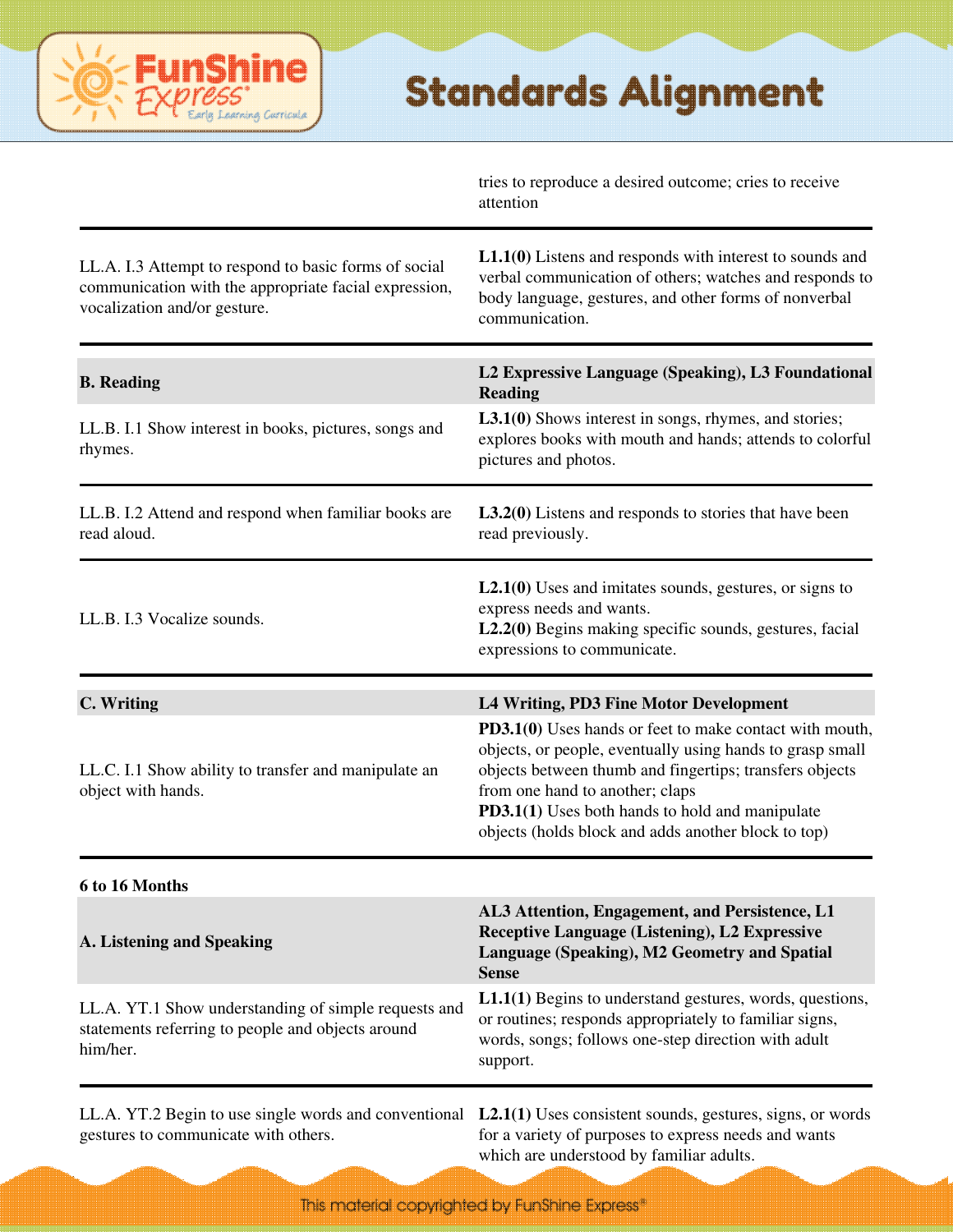| | |
|---|---|
| | tries to reproduce a desired outcome; cries to receive attention |
| LL.A. I.3 Attempt to respond to basic forms of social communication with the appropriate facial expression, vocalization and/or gesture. | **L1.1(0)** Listens and responds with interest to sounds and verbal communication of others; watches and responds to body language, gestures, and other forms of nonverbal communication. |
| **B. Reading** | **L2 Expressive Language (Speaking), L3 Foundational Reading** |
| LL.B. I.1 Show interest in books, pictures, songs and rhymes. | **L3.1(0)** Shows interest in songs, rhymes, and stories; explores books with mouth and hands; attends to colorful pictures and photos. |
| LL.B. I.2 Attend and respond when familiar books are read aloud. | **L3.2(0)** Listens and responds to stories that have been read previously. |
| LL.B. I.3 Vocalize sounds. | **L2.1(0)** Uses and imitates sounds, gestures, or signs to express needs and wants.<br>**L2.2(0)** Begins making specific sounds, gestures, facial expressions to communicate. |
| **C. Writing** | **L4 Writing, PD3 Fine Motor Development** |
| LL.C. I.1 Show ability to transfer and manipulate an object with hands. | **PD3.1(0)** Uses hands or feet to make contact with mouth, objects, or people, eventually using hands to grasp small objects between thumb and fingertips; transfers objects from one hand to another; claps<br>**PD3.1(1)** Uses both hands to hold and manipulate objects (holds block and adds another block to top) |
| **6 to 16 Months** | |
| **A. Listening and Speaking** | **AL3 Attention, Engagement, and Persistence, L1 Receptive Language (Listening), L2 Expressive Language (Speaking), M2 Geometry and Spatial Sense** |
| LL.A. YT.1 Show understanding of simple requests and statements referring to people and objects around him/her. | **L1.1(1)** Begins to understand gestures, words, questions, or routines; responds appropriately to familiar signs, words, songs; follows one-step direction with adult support. |
| LL.A. YT.2 Begin to use single words and conventional gestures to communicate with others. | **L2.1(1)** Uses consistent sounds, gestures, signs, or words for a variety of purposes to express needs and wants which are understood by familiar adults. |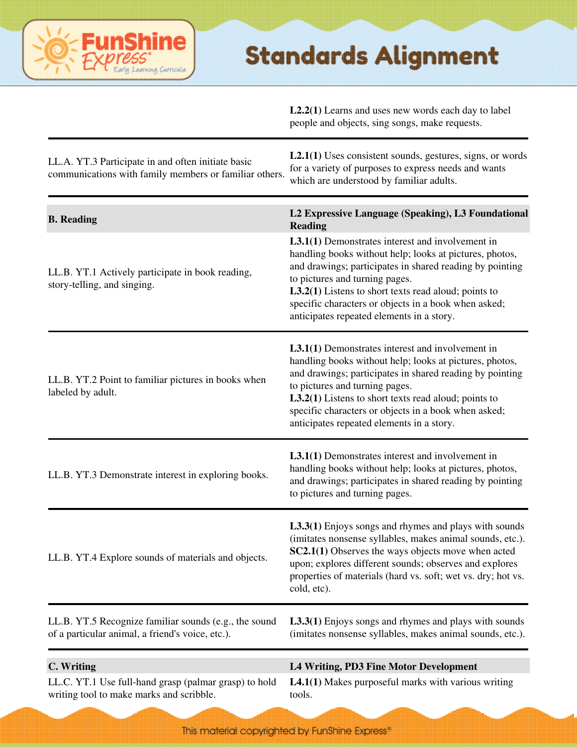| | |
|---|---|
| | **L2.2(1)** Learns and uses new words each day to label people and objects, sing songs, make requests. |
| LL.A. YT.3 Participate in and often initiate basic communications with family members or familiar others. | **L2.1(1)** Uses consistent sounds, gestures, signs, or words for a variety of purposes to express needs and wants which are understood by familiar adults. |
| **B. Reading** | **L2 Expressive Language (Speaking), L3 Foundational Reading** |
| LL.B. YT.1 Actively participate in book reading, story-telling, and singing. | **L3.1(1)** Demonstrates interest and involvement in handling books without help; looks at pictures, photos, and drawings; participates in shared reading by pointing to pictures and turning pages.<br>**L3.2(1)** Listens to short texts read aloud; points to specific characters or objects in a book when asked; anticipates repeated elements in a story. |
| LL.B. YT.2 Point to familiar pictures in books when labeled by adult. | **L3.1(1)** Demonstrates interest and involvement in handling books without help; looks at pictures, photos, and drawings; participates in shared reading by pointing to pictures and turning pages.<br>**L3.2(1)** Listens to short texts read aloud; points to specific characters or objects in a book when asked; anticipates repeated elements in a story. |
| LL.B. YT.3 Demonstrate interest in exploring books. | **L3.1(1)** Demonstrates interest and involvement in handling books without help; looks at pictures, photos, and drawings; participates in shared reading by pointing to pictures and turning pages. |
| LL.B. YT.4 Explore sounds of materials and objects. | **L3.3(1)** Enjoys songs and rhymes and plays with sounds (imitates nonsense syllables, makes animal sounds, etc.).<br>**SC2.1(1)** Observes the ways objects move when acted upon; explores different sounds; observes and explores properties of materials (hard vs. soft; wet vs. dry; hot vs. cold, etc). |
| LL.B. YT.5 Recognize familiar sounds (e.g., the sound of a particular animal, a friend's voice, etc.). | **L3.3(1)** Enjoys songs and rhymes and plays with sounds (imitates nonsense syllables, makes animal sounds, etc.). |
| **C. Writing** | **L4 Writing, PD3 Fine Motor Development** |
| LL.C. YT.1 Use full-hand grasp (palmar grasp) to hold writing tool to make marks and scribble. | **L4.1(1)** Makes purposeful marks with various writing tools. |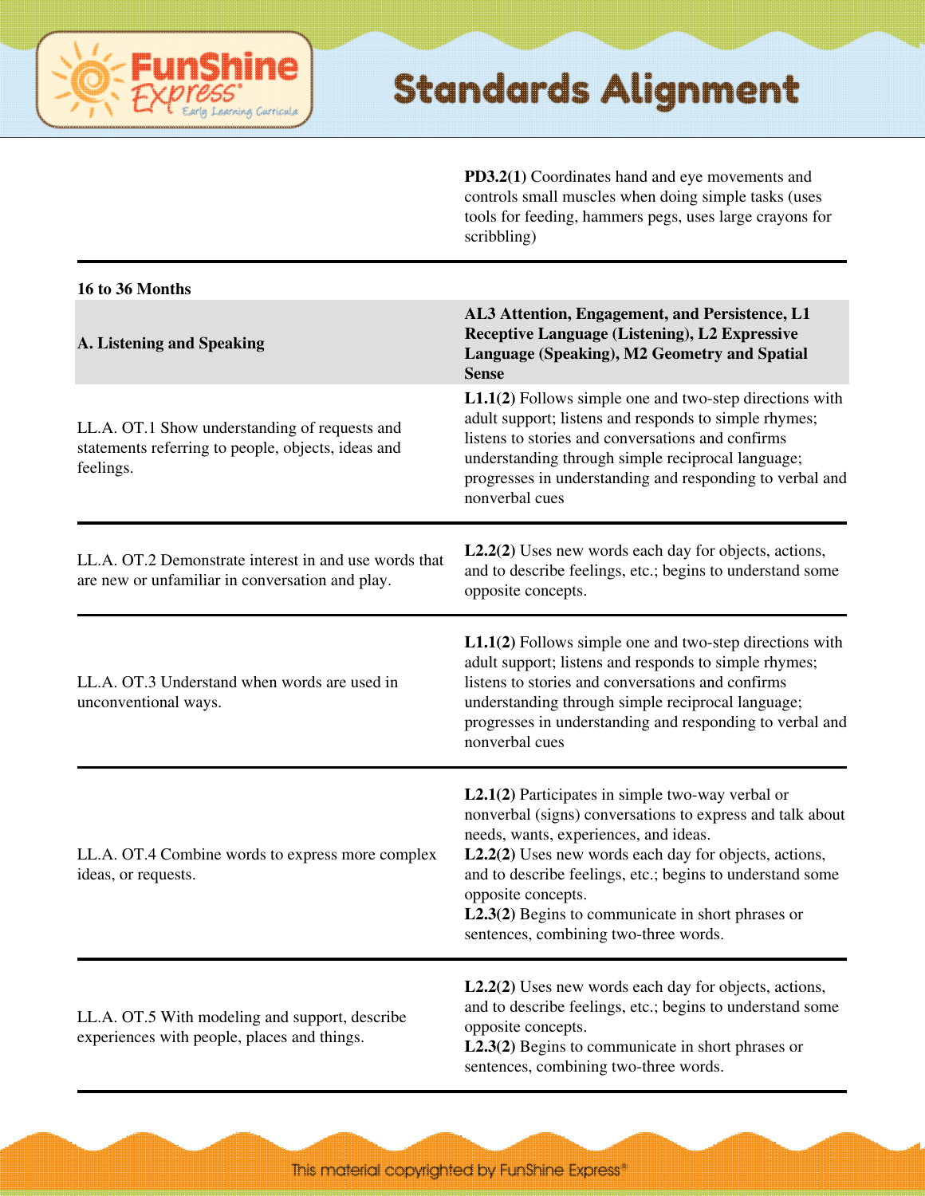| | |
|---|---|
| | **PD3.2(1)** Coordinates hand and eye movements and controls small muscles when doing simple tasks (uses tools for feeding, hammers pegs, uses large crayons for scribbling) |

**16 to 36 Months**

| **A. Listening and Speaking** | **AL3 Attention, Engagement, and Persistence, L1 Receptive Language (Listening), L2 Expressive Language (Speaking), M2 Geometry and Spatial Sense** |
|---|---|
| LL.A. OT.1 Show understanding of requests and statements referring to people, objects, ideas and feelings. | **L1.1(2)** Follows simple one and two-step directions with adult support; listens and responds to simple rhymes; listens to stories and conversations and confirms understanding through simple reciprocal language; progresses in understanding and responding to verbal and nonverbal cues |
| LL.A. OT.2 Demonstrate interest in and use words that are new or unfamiliar in conversation and play. | **L2.2(2)** Uses new words each day for objects, actions, and to describe feelings, etc.; begins to understand some opposite concepts. |
| LL.A. OT.3 Understand when words are used in unconventional ways. | **L1.1(2)** Follows simple one and two-step directions with adult support; listens and responds to simple rhymes; listens to stories and conversations and confirms understanding through simple reciprocal language; progresses in understanding and responding to verbal and nonverbal cues |
| LL.A. OT.4 Combine words to express more complex ideas, or requests. | **L2.1(2)** Participates in simple two-way verbal or nonverbal (signs) conversations to express and talk about needs, wants, experiences, and ideas.<br>**L2.2(2)** Uses new words each day for objects, actions, and to describe feelings, etc.; begins to understand some opposite concepts.<br>**L2.3(2)** Begins to communicate in short phrases or sentences, combining two-three words. |
| LL.A. OT.5 With modeling and support, describe experiences with people, places and things. | **L2.2(2)** Uses new words each day for objects, actions, and to describe feelings, etc.; begins to understand some opposite concepts.<br>**L2.3(2)** Begins to communicate in short phrases or sentences, combining two-three words. |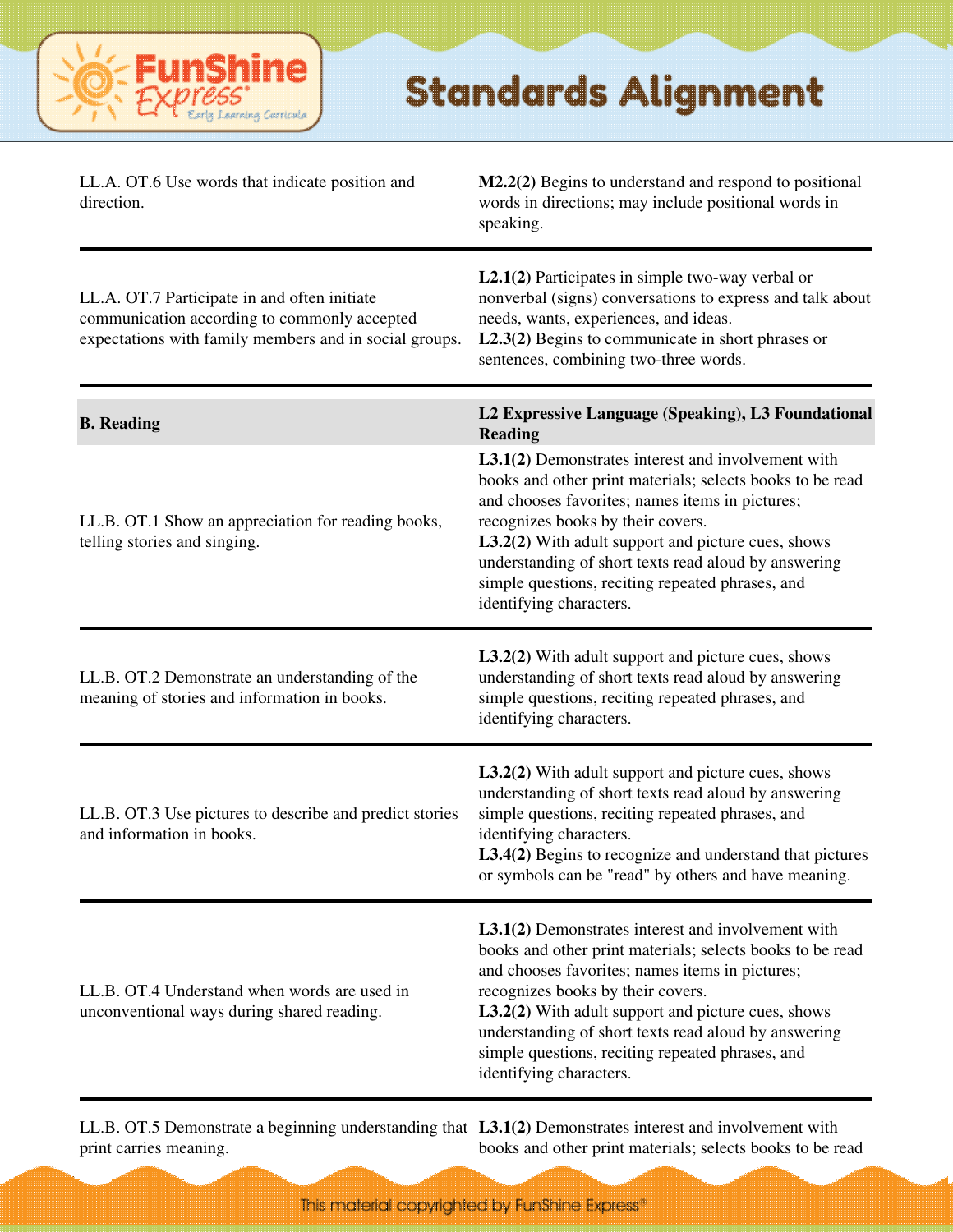| | |
|---|---|
| LL.A. OT.6 Use words that indicate position and direction. | **M2.2(2)** Begins to understand and respond to positional words in directions; may include positional words in speaking. |
| LL.A. OT.7 Participate in and often initiate communication according to commonly accepted expectations with family members and in social groups. | **L2.1(2)** Participates in simple two-way verbal or nonverbal (signs) conversations to express and talk about needs, wants, experiences, and ideas.<br>**L2.3(2)** Begins to communicate in short phrases or sentences, combining two-three words. |
| **B. Reading** | **L2 Expressive Language (Speaking), L3 Foundational Reading** |
| LL.B. OT.1 Show an appreciation for reading books, telling stories and singing. | **L3.1(2)** Demonstrates interest and involvement with books and other print materials; selects books to be read and chooses favorites; names items in pictures; recognizes books by their covers.<br>**L3.2(2)** With adult support and picture cues, shows understanding of short texts read aloud by answering simple questions, reciting repeated phrases, and identifying characters. |
| LL.B. OT.2 Demonstrate an understanding of the meaning of stories and information in books. | **L3.2(2)** With adult support and picture cues, shows understanding of short texts read aloud by answering simple questions, reciting repeated phrases, and identifying characters. |
| LL.B. OT.3 Use pictures to describe and predict stories and information in books. | **L3.2(2)** With adult support and picture cues, shows understanding of short texts read aloud by answering simple questions, reciting repeated phrases, and identifying characters.<br>**L3.4(2)** Begins to recognize and understand that pictures or symbols can be "read" by others and have meaning. |
| LL.B. OT.4 Understand when words are used in unconventional ways during shared reading. | **L3.1(2)** Demonstrates interest and involvement with books and other print materials; selects books to be read and chooses favorites; names items in pictures; recognizes books by their covers.<br>**L3.2(2)** With adult support and picture cues, shows understanding of short texts read aloud by answering simple questions, reciting repeated phrases, and identifying characters. |
| LL.B. OT.5 Demonstrate a beginning understanding that print carries meaning. | **L3.1(2)** Demonstrates interest and involvement with books and other print materials; selects books to be read |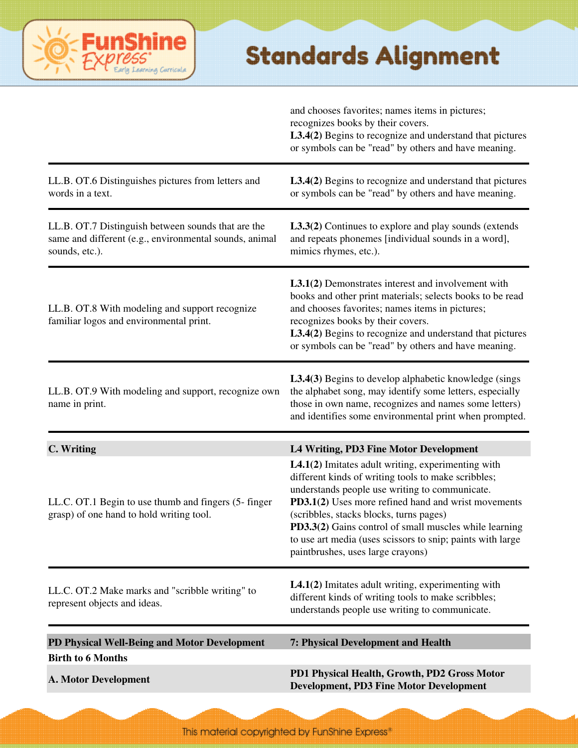| | |
|---|---|
| | and chooses favorites; names items in pictures; recognizes books by their covers.<br>**L3.4(2)** Begins to recognize and understand that pictures or symbols can be "read" by others and have meaning. |
| LL.B. OT.6 Distinguishes pictures from letters and words in a text. | **L3.4(2)** Begins to recognize and understand that pictures or symbols can be "read" by others and have meaning. |
| LL.B. OT.7 Distinguish between sounds that are the same and different (e.g., environmental sounds, animal sounds, etc.). | **L3.3(2)** Continues to explore and play sounds (extends and repeats phonemes [individual sounds in a word], mimics rhymes, etc.). |
| LL.B. OT.8 With modeling and support recognize familiar logos and environmental print. | **L3.1(2)** Demonstrates interest and involvement with books and other print materials; selects books to be read and chooses favorites; names items in pictures; recognizes books by their covers.<br>**L3.4(2)** Begins to recognize and understand that pictures or symbols can be "read" by others and have meaning. |
| LL.B. OT.9 With modeling and support, recognize own name in print. | **L3.4(3)** Begins to develop alphabetic knowledge (sings the alphabet song, may identify some letters, especially those in own name, recognizes and names some letters) and identifies some environmental print when prompted. |
| **C. Writing** | **L4 Writing, PD3 Fine Motor Development** |
| LL.C. OT.1 Begin to use thumb and fingers (5- finger grasp) of one hand to hold writing tool. | **L4.1(2)** Imitates adult writing, experimenting with different kinds of writing tools to make scribbles; understands people use writing to communicate.<br>**PD3.1(2)** Uses more refined hand and wrist movements (scribbles, stacks blocks, turns pages)<br>**PD3.3(2)** Gains control of small muscles while learning to use art media (uses scissors to snip; paints with large paintbrushes, uses large crayons) |
| LL.C. OT.2 Make marks and "scribble writing" to represent objects and ideas. | **L4.1(2)** Imitates adult writing, experimenting with different kinds of writing tools to make scribbles; understands people use writing to communicate. |
| **PD Physical Well-Being and Motor Development** | **7: Physical Development and Health** |
| **Birth to 6 Months** | |
| **A. Motor Development** | **PD1 Physical Health, Growth, PD2 Gross Motor Development, PD3 Fine Motor Development** |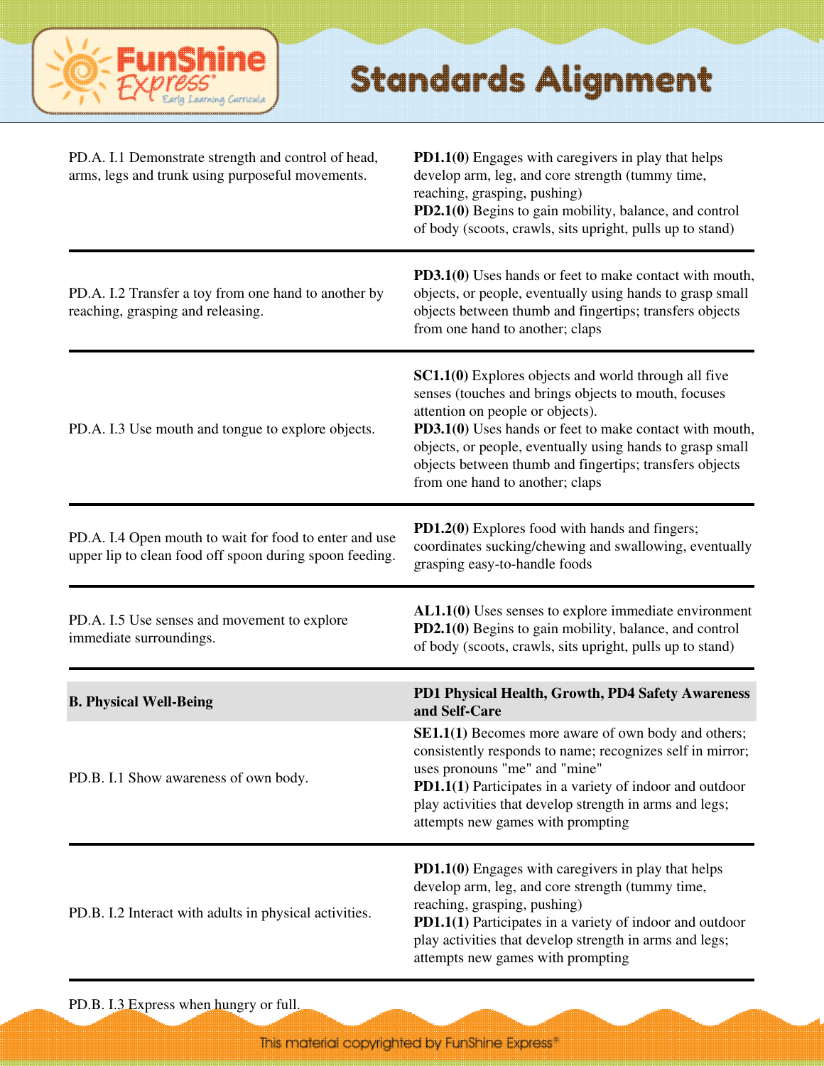# Standards Alignment

| | |
|---|---|
| PD.A. I.1 Demonstrate strength and control of head, arms, legs and trunk using purposeful movements. | **PD1.1(0)** Engages with caregivers in play that helps develop arm, leg, and core strength (tummy time, reaching, grasping, pushing)<br>**PD2.1(0)** Begins to gain mobility, balance, and control of body (scoots, crawls, sits upright, pulls up to stand) |
| PD.A. I.2 Transfer a toy from one hand to another by reaching, grasping and releasing. | **PD3.1(0)** Uses hands or feet to make contact with mouth, objects, or people, eventually using hands to grasp small objects between thumb and fingertips; transfers objects from one hand to another; claps |
| PD.A. I.3 Use mouth and tongue to explore objects. | **SC1.1(0)** Explores objects and world through all five senses (touches and brings objects to mouth, focuses attention on people or objects).<br>**PD3.1(0)** Uses hands or feet to make contact with mouth, objects, or people, eventually using hands to grasp small objects between thumb and fingertips; transfers objects from one hand to another; claps |
| PD.A. I.4 Open mouth to wait for food to enter and use upper lip to clean food off spoon during spoon feeding. | **PD1.2(0)** Explores food with hands and fingers; coordinates sucking/chewing and swallowing, eventually grasping easy-to-handle foods |
| PD.A. I.5 Use senses and movement to explore immediate surroundings. | **AL1.1(0)** Uses senses to explore immediate environment<br>**PD2.1(0)** Begins to gain mobility, balance, and control of body (scoots, crawls, sits upright, pulls up to stand) |
| **B. Physical Well-Being** | **PD1 Physical Health, Growth, PD4 Safety Awareness and Self-Care** |
| PD.B. I.1 Show awareness of own body. | **SE1.1(1)** Becomes more aware of own body and others; consistently responds to name; recognizes self in mirror; uses pronouns "me" and "mine"<br>**PD1.1(1)** Participates in a variety of indoor and outdoor play activities that develop strength in arms and legs; attempts new games with prompting |
| PD.B. I.2 Interact with adults in physical activities. | **PD1.1(0)** Engages with caregivers in play that helps develop arm, leg, and core strength (tummy time, reaching, grasping, pushing)<br>**PD1.1(1)** Participates in a variety of indoor and outdoor play activities that develop strength in arms and legs; attempts new games with prompting |
| PD.B. I.3 Express when hungry or full. | |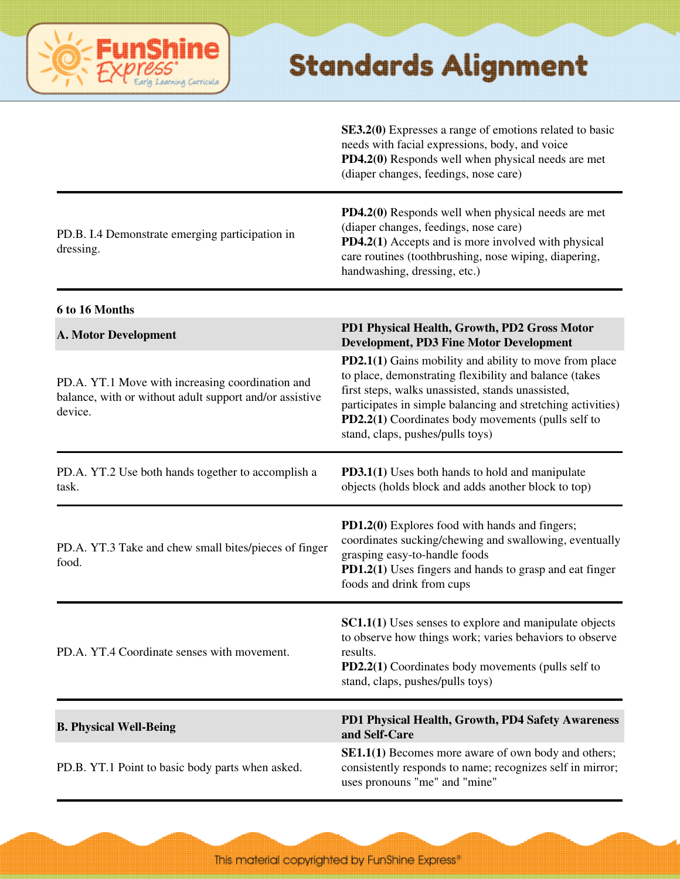| | |
|---|---|
| | **SE3.2(0)** Expresses a range of emotions related to basic needs with facial expressions, body, and voice<br>**PD4.2(0)** Responds well when physical needs are met (diaper changes, feedings, nose care) |
| PD.B. I.4 Demonstrate emerging participation in dressing. | **PD4.2(0)** Responds well when physical needs are met (diaper changes, feedings, nose care)<br>**PD4.2(1)** Accepts and is more involved with physical care routines (toothbrushing, nose wiping, diapering, handwashing, dressing, etc.) |

**6 to 16 Months**

| **A. Motor Development** | **PD1 Physical Health, Growth, PD2 Gross Motor Development, PD3 Fine Motor Development** |
|---|---|
| PD.A. YT.1 Move with increasing coordination and balance, with or without adult support and/or assistive device. | **PD2.1(1)** Gains mobility and ability to move from place to place, demonstrating flexibility and balance (takes first steps, walks unassisted, stands unassisted, participates in simple balancing and stretching activities)<br>**PD2.2(1)** Coordinates body movements (pulls self to stand, claps, pushes/pulls toys) |
| PD.A. YT.2 Use both hands together to accomplish a task. | **PD3.1(1)** Uses both hands to hold and manipulate objects (holds block and adds another block to top) |
| PD.A. YT.3 Take and chew small bites/pieces of finger food. | **PD1.2(0)** Explores food with hands and fingers; coordinates sucking/chewing and swallowing, eventually grasping easy-to-handle foods<br>**PD1.2(1)** Uses fingers and hands to grasp and eat finger foods and drink from cups |
| PD.A. YT.4 Coordinate senses with movement. | **SC1.1(1)** Uses senses to explore and manipulate objects to observe how things work; varies behaviors to observe results.<br>**PD2.2(1)** Coordinates body movements (pulls self to stand, claps, pushes/pulls toys) |

| **B. Physical Well-Being** | **PD1 Physical Health, Growth, PD4 Safety Awareness and Self-Care** |
|---|---|
| PD.B. YT.1 Point to basic body parts when asked. | **SE1.1(1)** Becomes more aware of own body and others; consistently responds to name; recognizes self in mirror; uses pronouns "me" and "mine" |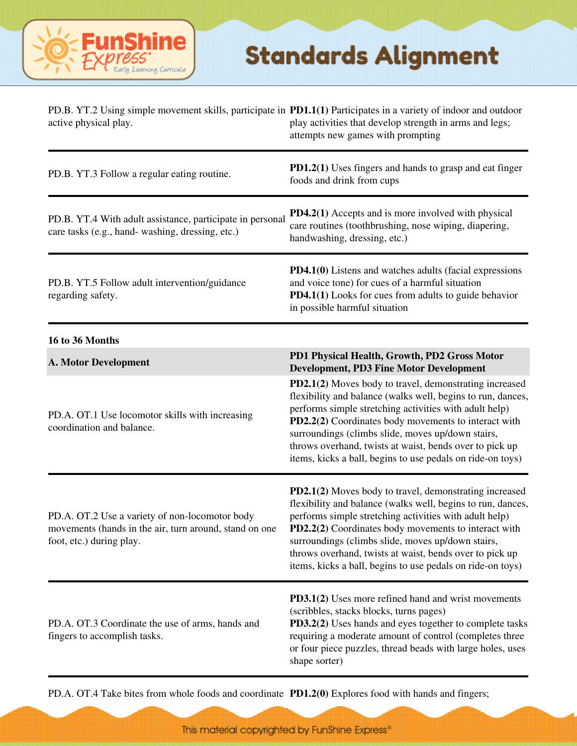| | |
|---|---|
| PD.B. YT.2 Using simple movement skills, participate in active physical play. | **PD1.1(1)** Participates in a variety of indoor and outdoor play activities that develop strength in arms and legs; attempts new games with prompting |
| PD.B. YT.3 Follow a regular eating routine. | **PD1.2(1)** Uses fingers and hands to grasp and eat finger foods and drink from cups |
| PD.B. YT.4 With adult assistance, participate in personal care tasks (e.g., hand- washing, dressing, etc.) | **PD4.2(1)** Accepts and is more involved with physical care routines (toothbrushing, nose wiping, diapering, handwashing, dressing, etc.) |
| PD.B. YT.5 Follow adult intervention/guidance regarding safety. | **PD4.1(0)** Listens and watches adults (facial expressions and voice tone) for cues of a harmful situation<br>**PD4.1(1)** Looks for cues from adults to guide behavior in possible harmful situation |

**16 to 36 Months**

| **A. Motor Development** | **PD1 Physical Health, Growth, PD2 Gross Motor Development, PD3 Fine Motor Development** |
|---|---|
| PD.A. OT.1 Use locomotor skills with increasing coordination and balance. | **PD2.1(2)** Moves body to travel, demonstrating increased flexibility and balance (walks well, begins to run, dances, performs simple stretching activities with adult help)<br>**PD2.2(2)** Coordinates body movements to interact with surroundings (climbs slide, moves up/down stairs, throws overhand, twists at waist, bends over to pick up items, kicks a ball, begins to use pedals on ride-on toys) |
| PD.A. OT.2 Use a variety of non-locomotor body movements (hands in the air, turn around, stand on one foot, etc.) during play. | **PD2.1(2)** Moves body to travel, demonstrating increased flexibility and balance (walks well, begins to run, dances, performs simple stretching activities with adult help)<br>**PD2.2(2)** Coordinates body movements to interact with surroundings (climbs slide, moves up/down stairs, throws overhand, twists at waist, bends over to pick up items, kicks a ball, begins to use pedals on ride-on toys) |
| PD.A. OT.3 Coordinate the use of arms, hands and fingers to accomplish tasks. | **PD3.1(2)** Uses more refined hand and wrist movements (scribbles, stacks blocks, turns pages)<br>**PD3.2(2)** Uses hands and eyes together to complete tasks requiring a moderate amount of control (completes three or four piece puzzles, thread beads with large holes, uses shape sorter) |
| PD.A. OT.4 Take bites from whole foods and coordinate | **PD1.2(0)** Explores food with hands and fingers; |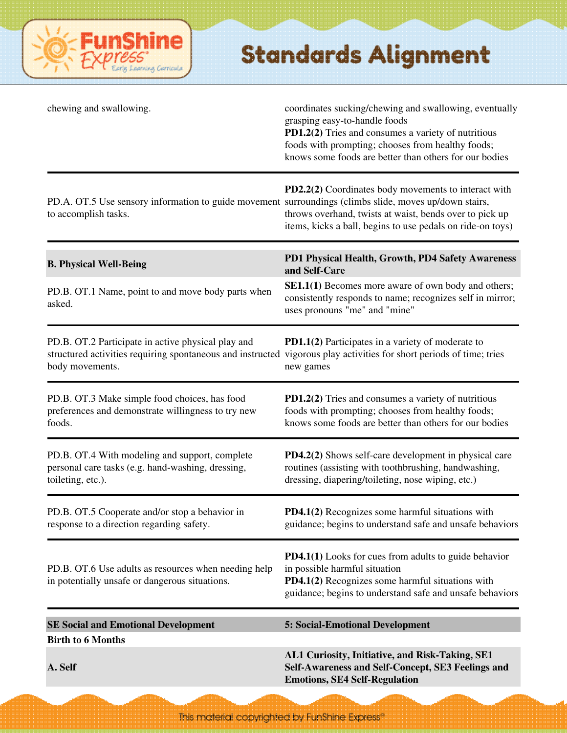| | |
|---|---|
| chewing and swallowing. | coordinates sucking/chewing and swallowing, eventually grasping easy-to-handle foods<br>**PD1.2(2)** Tries and consumes a variety of nutritious foods with prompting; chooses from healthy foods; knows some foods are better than others for our bodies |
| PD.A. OT.5 Use sensory information to guide movement to accomplish tasks. | **PD2.2(2)** Coordinates body movements to interact with surroundings (climbs slide, moves up/down stairs, throws overhand, twists at waist, bends over to pick up items, kicks a ball, begins to use pedals on ride-on toys) |
| **B. Physical Well-Being** | **PD1 Physical Health, Growth, PD4 Safety Awareness and Self-Care** |
| PD.B. OT.1 Name, point to and move body parts when asked. | **SE1.1(1)** Becomes more aware of own body and others; consistently responds to name; recognizes self in mirror; uses pronouns "me" and "mine" |
| PD.B. OT.2 Participate in active physical play and structured activities requiring spontaneous and instructed body movements. | **PD1.1(2)** Participates in a variety of moderate to vigorous play activities for short periods of time; tries new games |
| PD.B. OT.3 Make simple food choices, has food preferences and demonstrate willingness to try new foods. | **PD1.2(2)** Tries and consumes a variety of nutritious foods with prompting; chooses from healthy foods; knows some foods are better than others for our bodies |
| PD.B. OT.4 With modeling and support, complete personal care tasks (e.g. hand-washing, dressing, toileting, etc.). | **PD4.2(2)** Shows self-care development in physical care routines (assisting with toothbrushing, handwashing, dressing, diapering/toileting, nose wiping, etc.) |
| PD.B. OT.5 Cooperate and/or stop a behavior in response to a direction regarding safety. | **PD4.1(2)** Recognizes some harmful situations with guidance; begins to understand safe and unsafe behaviors |
| PD.B. OT.6 Use adults as resources when needing help in potentially unsafe or dangerous situations. | **PD4.1(1)** Looks for cues from adults to guide behavior in possible harmful situation<br>**PD4.1(2)** Recognizes some harmful situations with guidance; begins to understand safe and unsafe behaviors |
| **SE Social and Emotional Development** | **5: Social-Emotional Development** |
| **Birth to 6 Months** | |
| **A. Self** | **AL1 Curiosity, Initiative, and Risk-Taking, SE1 Self-Awareness and Self-Concept, SE3 Feelings and Emotions, SE4 Self-Regulation** |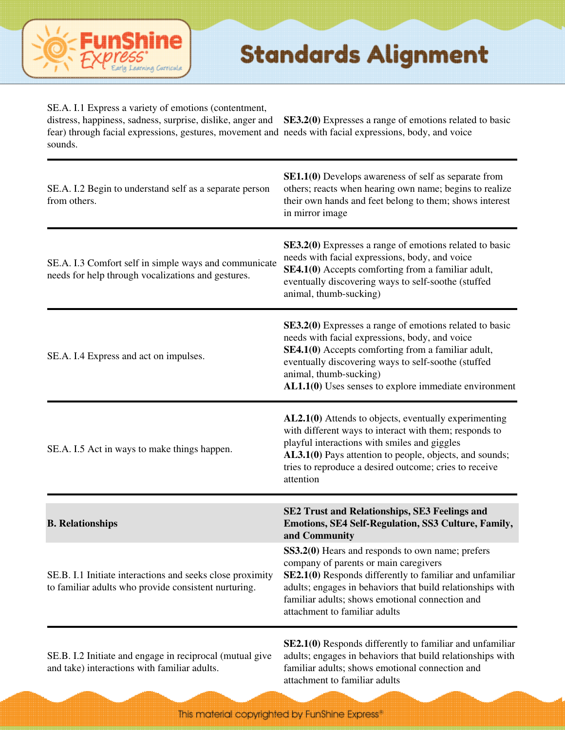| | |
|---|---|
| SE.A. I.1 Express a variety of emotions (contentment, distress, happiness, sadness, surprise, dislike, anger and fear) through facial expressions, gestures, movement and sounds. | **SE3.2(0)** Expresses a range of emotions related to basic needs with facial expressions, body, and voice |
| SE.A. I.2 Begin to understand self as a separate person from others. | **SE1.1(0)** Develops awareness of self as separate from others; reacts when hearing own name; begins to realize their own hands and feet belong to them; shows interest in mirror image |
| SE.A. I.3 Comfort self in simple ways and communicate needs for help through vocalizations and gestures. | **SE3.2(0)** Expresses a range of emotions related to basic needs with facial expressions, body, and voice<br>**SE4.1(0)** Accepts comforting from a familiar adult, eventually discovering ways to self-soothe (stuffed animal, thumb-sucking) |
| SE.A. I.4 Express and act on impulses. | **SE3.2(0)** Expresses a range of emotions related to basic needs with facial expressions, body, and voice<br>**SE4.1(0)** Accepts comforting from a familiar adult, eventually discovering ways to self-soothe (stuffed animal, thumb-sucking)<br>**AL1.1(0)** Uses senses to explore immediate environment |
| SE.A. I.5 Act in ways to make things happen. | **AL2.1(0)** Attends to objects, eventually experimenting with different ways to interact with them; responds to playful interactions with smiles and giggles<br>**AL3.1(0)** Pays attention to people, objects, and sounds; tries to reproduce a desired outcome; cries to receive attention |
| **B. Relationships** | **SE2 Trust and Relationships, SE3 Feelings and Emotions, SE4 Self-Regulation, SS3 Culture, Family, and Community** |
| SE.B. I.1 Initiate interactions and seeks close proximity to familiar adults who provide consistent nurturing. | **SS3.2(0)** Hears and responds to own name; prefers company of parents or main caregivers<br>**SE2.1(0)** Responds differently to familiar and unfamiliar adults; engages in behaviors that build relationships with familiar adults; shows emotional connection and attachment to familiar adults |
| SE.B. I.2 Initiate and engage in reciprocal (mutual give and take) interactions with familiar adults. | **SE2.1(0)** Responds differently to familiar and unfamiliar adults; engages in behaviors that build relationships with familiar adults; shows emotional connection and attachment to familiar adults |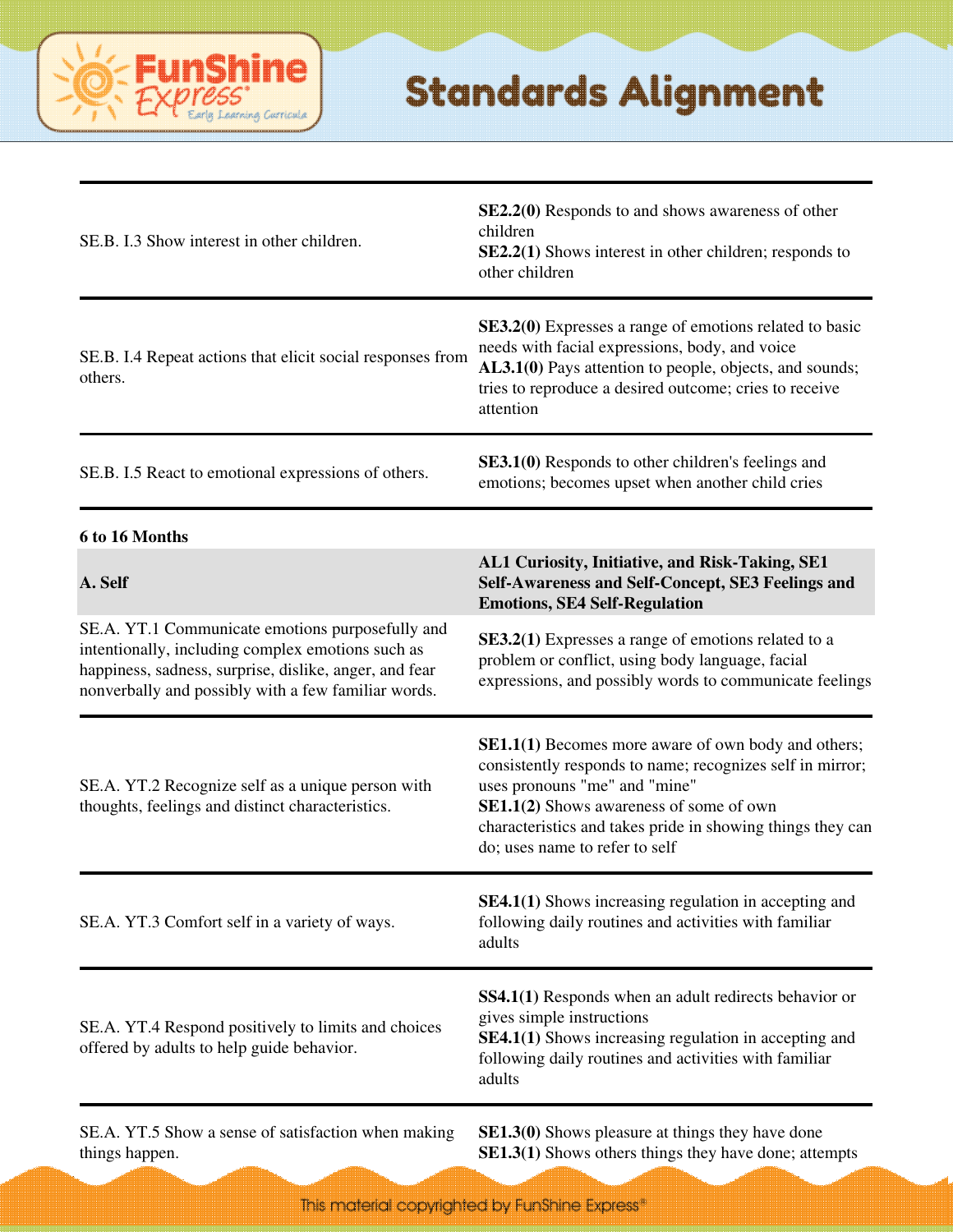| | |
|---|---|
| SE.B. I.3 Show interest in other children. | **SE2.2(0)** Responds to and shows awareness of other children<br>**SE2.2(1)** Shows interest in other children; responds to other children |
| SE.B. I.4 Repeat actions that elicit social responses from others. | **SE3.2(0)** Expresses a range of emotions related to basic needs with facial expressions, body, and voice<br>**AL3.1(0)** Pays attention to people, objects, and sounds; tries to reproduce a desired outcome; cries to receive attention |
| SE.B. I.5 React to emotional expressions of others. | **SE3.1(0)** Responds to other children's feelings and emotions; becomes upset when another child cries |

**6 to 16 Months**

| **A. Self** | **AL1 Curiosity, Initiative, and Risk-Taking, SE1 Self-Awareness and Self-Concept, SE3 Feelings and Emotions, SE4 Self-Regulation** |
|---|---|
| SE.A. YT.1 Communicate emotions purposefully and intentionally, including complex emotions such as happiness, sadness, surprise, dislike, anger, and fear nonverbally and possibly with a few familiar words. | **SE3.2(1)** Expresses a range of emotions related to a problem or conflict, using body language, facial expressions, and possibly words to communicate feelings |
| SE.A. YT.2 Recognize self as a unique person with thoughts, feelings and distinct characteristics. | **SE1.1(1)** Becomes more aware of own body and others; consistently responds to name; recognizes self in mirror; uses pronouns "me" and "mine"<br>**SE1.1(2)** Shows awareness of some of own characteristics and takes pride in showing things they can do; uses name to refer to self |
| SE.A. YT.3 Comfort self in a variety of ways. | **SE4.1(1)** Shows increasing regulation in accepting and following daily routines and activities with familiar adults |
| SE.A. YT.4 Respond positively to limits and choices offered by adults to help guide behavior. | **SS4.1(1)** Responds when an adult redirects behavior or gives simple instructions<br>**SE4.1(1)** Shows increasing regulation in accepting and following daily routines and activities with familiar adults |
| SE.A. YT.5 Show a sense of satisfaction when making things happen. | **SE1.3(0)** Shows pleasure at things they have done<br>**SE1.3(1)** Shows others things they have done; attempts |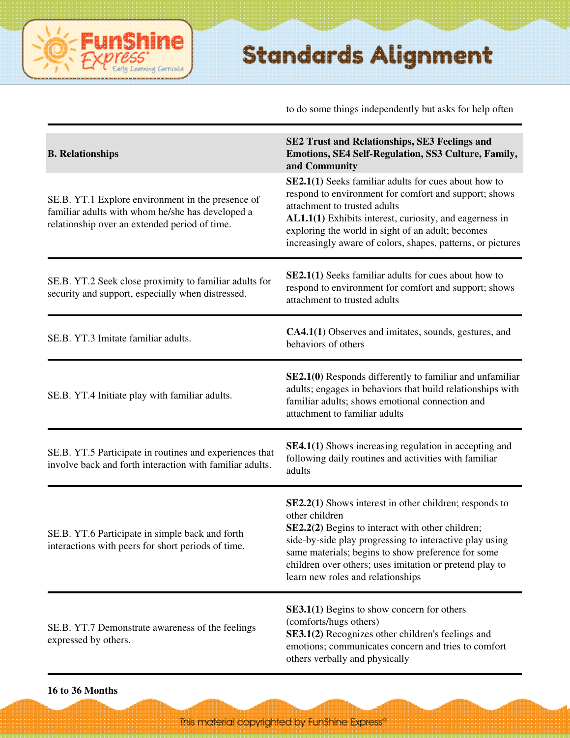| | to do some things independently but asks for help often |
|---|---|
| **B. Relationships** | **SE2 Trust and Relationships, SE3 Feelings and Emotions, SE4 Self-Regulation, SS3 Culture, Family, and Community** |
| SE.B. YT.1 Explore environment in the presence of familiar adults with whom he/she has developed a relationship over an extended period of time. | **SE2.1(1)** Seeks familiar adults for cues about how to respond to environment for comfort and support; shows attachment to trusted adults<br>**AL1.1(1)** Exhibits interest, curiosity, and eagerness in exploring the world in sight of an adult; becomes increasingly aware of colors, shapes, patterns, or pictures |
| SE.B. YT.2 Seek close proximity to familiar adults for security and support, especially when distressed. | **SE2.1(1)** Seeks familiar adults for cues about how to respond to environment for comfort and support; shows attachment to trusted adults |
| SE.B. YT.3 Imitate familiar adults. | **CA4.1(1)** Observes and imitates, sounds, gestures, and behaviors of others |
| SE.B. YT.4 Initiate play with familiar adults. | **SE2.1(0)** Responds differently to familiar and unfamiliar adults; engages in behaviors that build relationships with familiar adults; shows emotional connection and attachment to familiar adults |
| SE.B. YT.5 Participate in routines and experiences that involve back and forth interaction with familiar adults. | **SE4.1(1)** Shows increasing regulation in accepting and following daily routines and activities with familiar adults |
| SE.B. YT.6 Participate in simple back and forth interactions with peers for short periods of time. | **SE2.2(1)** Shows interest in other children; responds to other children<br>**SE2.2(2)** Begins to interact with other children; side-by-side play progressing to interactive play using same materials; begins to show preference for some children over others; uses imitation or pretend play to learn new roles and relationships |
| SE.B. YT.7 Demonstrate awareness of the feelings expressed by others. | **SE3.1(1)** Begins to show concern for others (comforts/hugs others)<br>**SE3.1(2)** Recognizes other children's feelings and emotions; communicates concern and tries to comfort others verbally and physically |

**16 to 36 Months**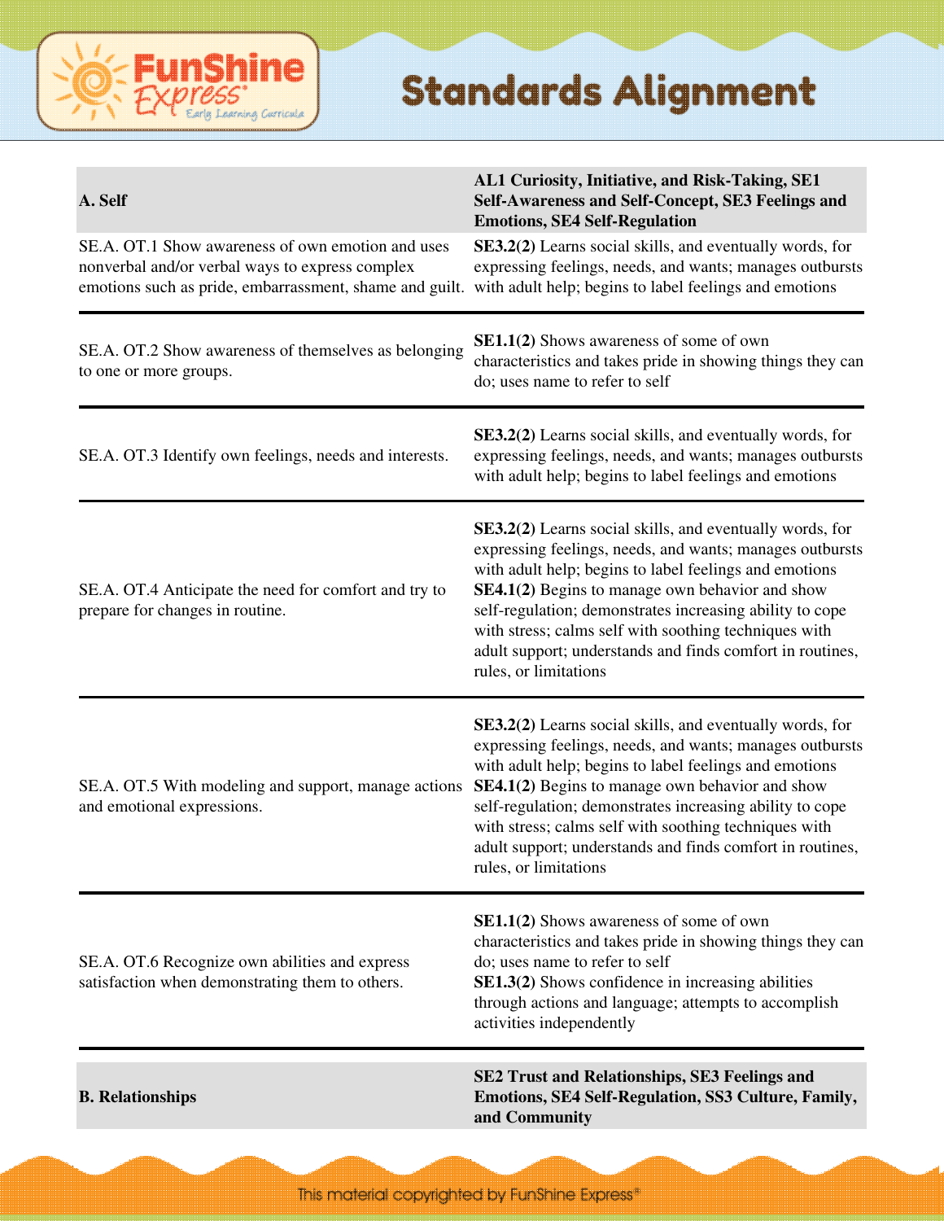# Standards Alignment

| A. Self | AL1 Curiosity, Initiative, and Risk-Taking, SE1 Self-Awareness and Self-Concept, SE3 Feelings and Emotions, SE4 Self-Regulation |
|---|---|
| SE.A. OT.1 Show awareness of own emotion and uses nonverbal and/or verbal ways to express complex emotions such as pride, embarrassment, shame and guilt. | **SE3.2(2)** Learns social skills, and eventually words, for expressing feelings, needs, and wants; manages outbursts with adult help; begins to label feelings and emotions |
| SE.A. OT.2 Show awareness of themselves as belonging to one or more groups. | **SE1.1(2)** Shows awareness of some of own characteristics and takes pride in showing things they can do; uses name to refer to self |
| SE.A. OT.3 Identify own feelings, needs and interests. | **SE3.2(2)** Learns social skills, and eventually words, for expressing feelings, needs, and wants; manages outbursts with adult help; begins to label feelings and emotions |
| SE.A. OT.4 Anticipate the need for comfort and try to prepare for changes in routine. | **SE3.2(2)** Learns social skills, and eventually words, for expressing feelings, needs, and wants; manages outbursts with adult help; begins to label feelings and emotions **SE4.1(2)** Begins to manage own behavior and show self-regulation; demonstrates increasing ability to cope with stress; calms self with soothing techniques with adult support; understands and finds comfort in routines, rules, or limitations |
| SE.A. OT.5 With modeling and support, manage actions and emotional expressions. | **SE3.2(2)** Learns social skills, and eventually words, for expressing feelings, needs, and wants; manages outbursts with adult help; begins to label feelings and emotions **SE4.1(2)** Begins to manage own behavior and show self-regulation; demonstrates increasing ability to cope with stress; calms self with soothing techniques with adult support; understands and finds comfort in routines, rules, or limitations |
| SE.A. OT.6 Recognize own abilities and express satisfaction when demonstrating them to others. | **SE1.1(2)** Shows awareness of some of own characteristics and takes pride in showing things they can do; uses name to refer to self **SE1.3(2)** Shows confidence in increasing abilities through actions and language; attempts to accomplish activities independently |
| **B. Relationships** | **SE2 Trust and Relationships, SE3 Feelings and Emotions, SE4 Self-Regulation, SS3 Culture, Family, and Community** |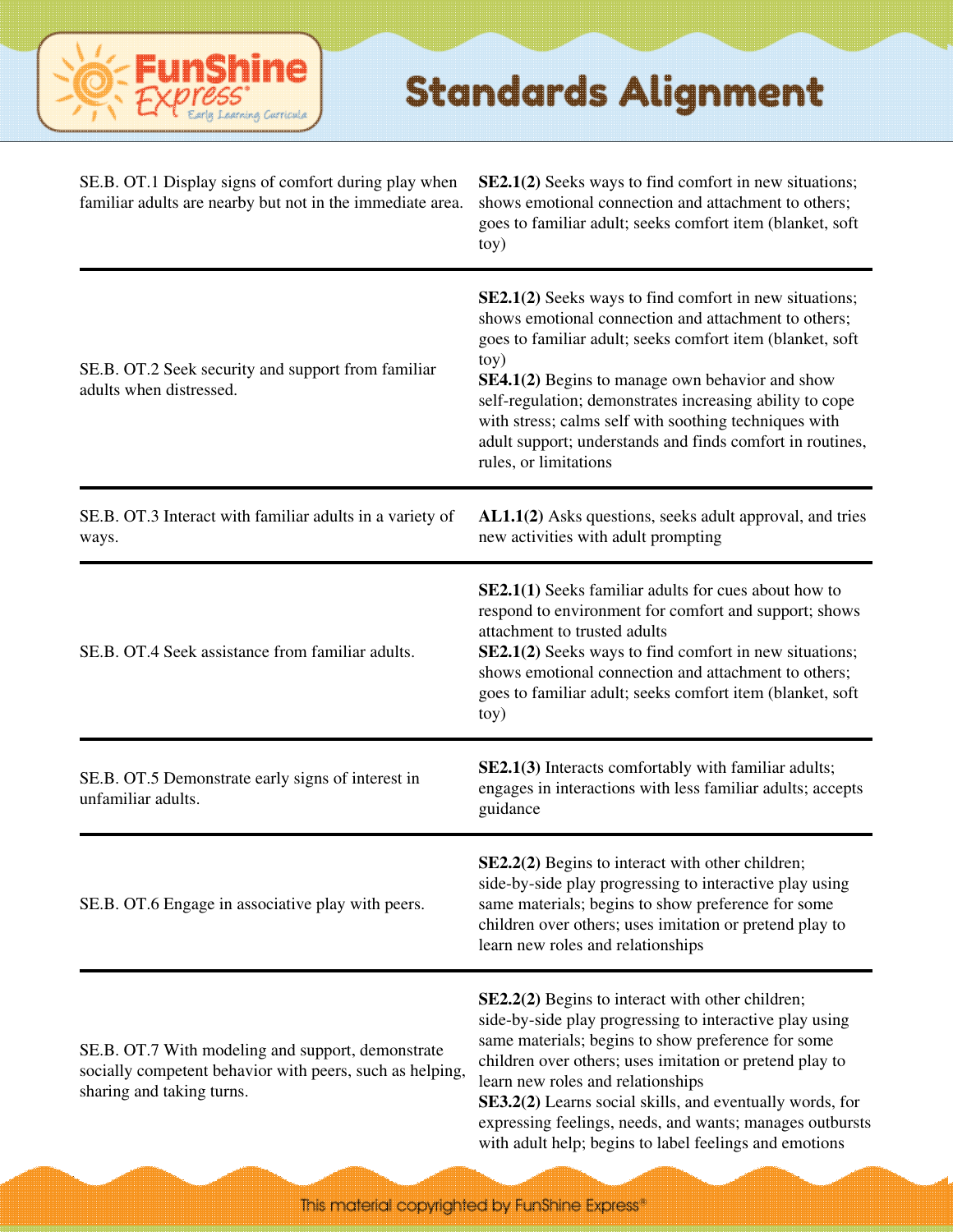# Standards Alignment

| | |
|---|---|
| SE.B. OT.1 Display signs of comfort during play when familiar adults are nearby but not in the immediate area. | **SE2.1(2)** Seeks ways to find comfort in new situations; shows emotional connection and attachment to others; goes to familiar adult; seeks comfort item (blanket, soft toy) |
| SE.B. OT.2 Seek security and support from familiar adults when distressed. | **SE2.1(2)** Seeks ways to find comfort in new situations; shows emotional connection and attachment to others; goes to familiar adult; seeks comfort item (blanket, soft toy)<br>**SE4.1(2)** Begins to manage own behavior and show self-regulation; demonstrates increasing ability to cope with stress; calms self with soothing techniques with adult support; understands and finds comfort in routines, rules, or limitations |
| SE.B. OT.3 Interact with familiar adults in a variety of ways. | **AL1.1(2)** Asks questions, seeks adult approval, and tries new activities with adult prompting |
| SE.B. OT.4 Seek assistance from familiar adults. | **SE2.1(1)** Seeks familiar adults for cues about how to respond to environment for comfort and support; shows attachment to trusted adults<br>**SE2.1(2)** Seeks ways to find comfort in new situations; shows emotional connection and attachment to others; goes to familiar adult; seeks comfort item (blanket, soft toy) |
| SE.B. OT.5 Demonstrate early signs of interest in unfamiliar adults. | **SE2.1(3)** Interacts comfortably with familiar adults; engages in interactions with less familiar adults; accepts guidance |
| SE.B. OT.6 Engage in associative play with peers. | **SE2.2(2)** Begins to interact with other children; side-by-side play progressing to interactive play using same materials; begins to show preference for some children over others; uses imitation or pretend play to learn new roles and relationships |
| SE.B. OT.7 With modeling and support, demonstrate socially competent behavior with peers, such as helping, sharing and taking turns. | **SE2.2(2)** Begins to interact with other children; side-by-side play progressing to interactive play using same materials; begins to show preference for some children over others; uses imitation or pretend play to learn new roles and relationships<br>**SE3.2(2)** Learns social skills, and eventually words, for expressing feelings, needs, and wants; manages outbursts with adult help; begins to label feelings and emotions |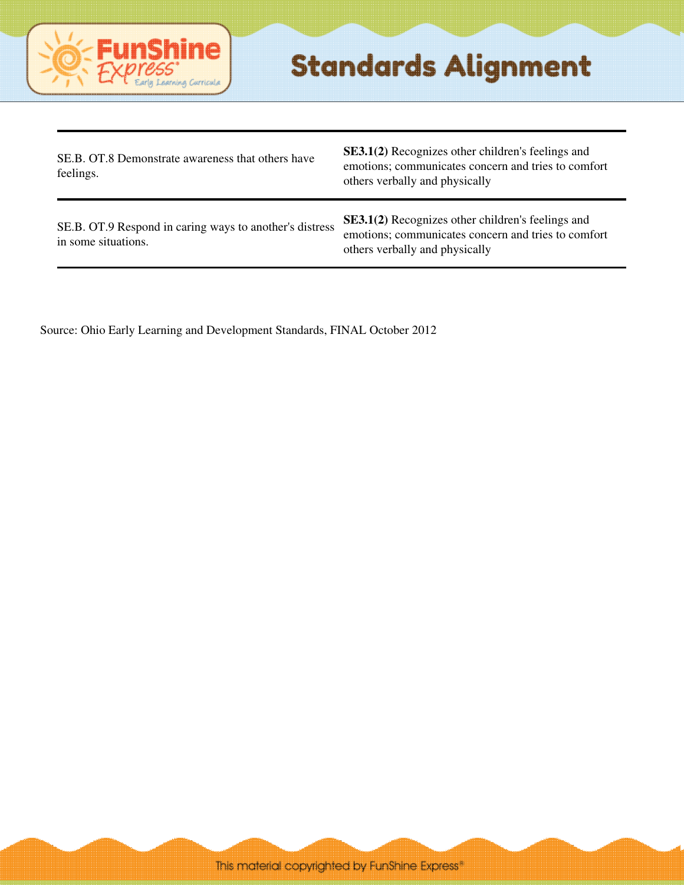| | |
|---|---|
| SE.B. OT.8 Demonstrate awareness that others have feelings. | **SE3.1(2)** Recognizes other children's feelings and emotions; communicates concern and tries to comfort others verbally and physically |
| SE.B. OT.9 Respond in caring ways to another's distress in some situations. | **SE3.1(2)** Recognizes other children's feelings and emotions; communicates concern and tries to comfort others verbally and physically |

Source: Ohio Early Learning and Development Standards, FINAL October 2012